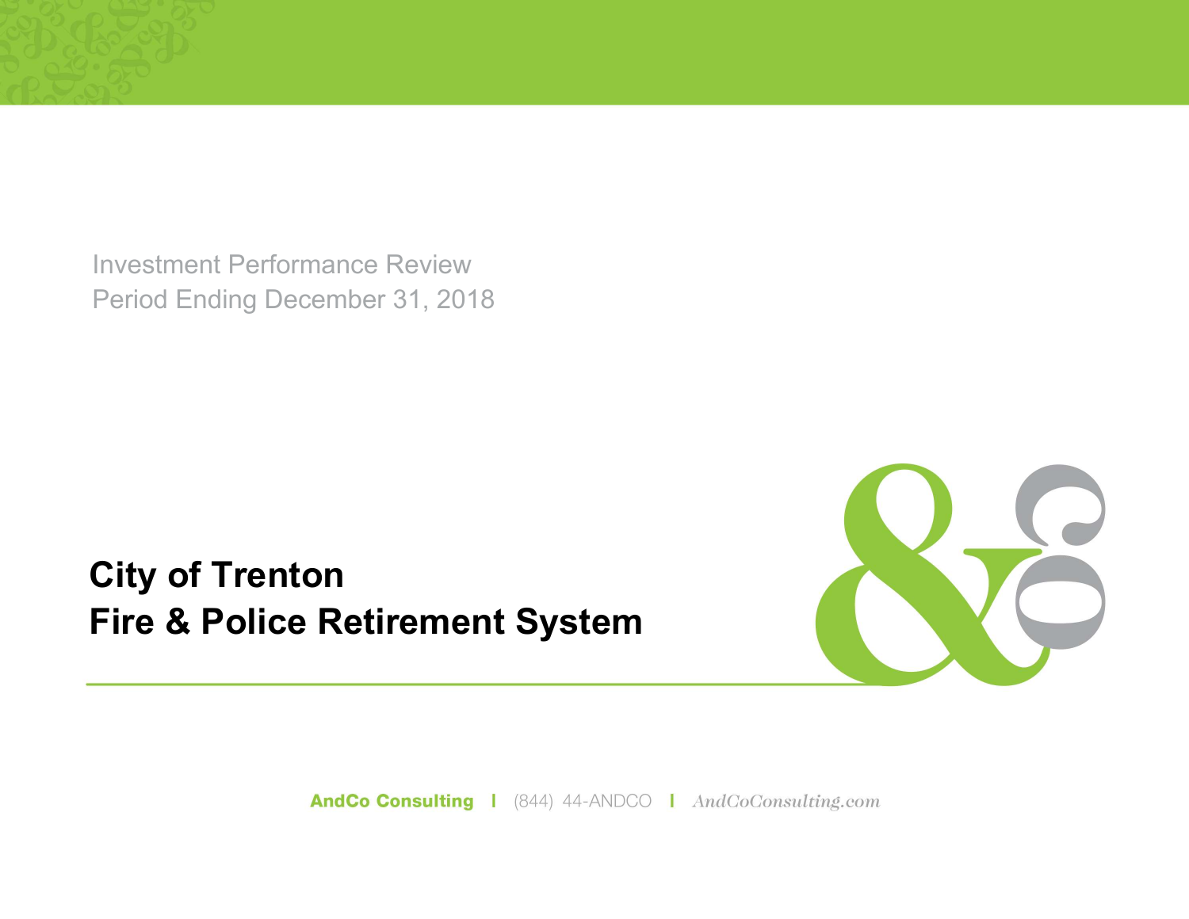Investment Performance Review
Period Ending December 31, 2018

# City of Trenton
# Fire & Police Retirement System

AndCo Consulting | (844) 44-ANDCO | AndCoConsulting.com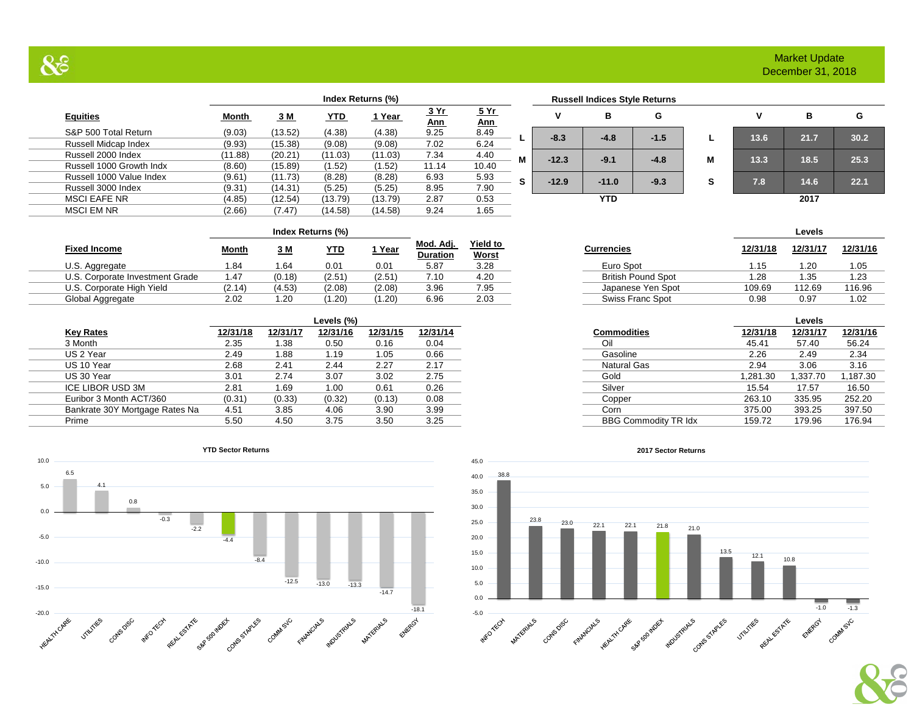# Market Update
December 31, 2018

| Equities | Month | 3 M | YTD | 1 Year | 3 Yr Ann | 5 Yr Ann |
|---|---|---|---|---|---|---|
| | Index Returns (%) | | | | | |
| S&P 500 Total Return | (9.03) | (13.52) | (4.38) | (4.38) | 9.25 | 8.49 |
| Russell Midcap Index | (9.93) | (15.38) | (9.08) | (9.08) | 7.02 | 6.24 |
| Russell 2000 Index | (11.88) | (20.21) | (11.03) | (11.03) | 7.34 | 4.40 |
| Russell 1000 Growth Indx | (8.60) | (15.89) | (1.52) | (1.52) | 11.14 | 10.40 |
| Russell 1000 Value Index | (9.61) | (11.73) | (8.28) | (8.28) | 6.93 | 5.93 |
| Russell 3000 Index | (9.31) | (14.31) | (5.25) | (5.25) | 8.95 | 7.90 |
| MSCI EAFE NR | (4.85) | (12.54) | (13.79) | (13.79) | 2.87 | 0.53 |
| MSCI EM NR | (2.66) | (7.47) | (14.58) | (14.58) | 9.24 | 1.65 |

**Russell Indices Style Returns**

| YTD | V | B | G |
|---|---|---|---|
| L | -8.3 | -4.8 | -1.5 |
| M | -12.3 | -9.1 | -4.8 |
| S | -12.9 | -11.0 | -9.3 |

| 2017 | V | B | G |
|---|---|---|---|
| L | 13.6 | 21.7 | 30.2 |
| M | 13.3 | 18.5 | 25.3 |
| S | 7.8 | 14.6 | 22.1 |

| Fixed Income | Month | 3 M | YTD | 1 Year | Mod. Adj. Duration | Yield to Worst |
|---|---|---|---|---|---|---|
| | Index Returns (%) | | | | | |
| U.S. Aggregate | 1.84 | 1.64 | 0.01 | 0.01 | 5.87 | 3.28 |
| U.S. Corporate Investment Grade | 1.47 | (0.18) | (2.51) | (2.51) | 7.10 | 4.20 |
| U.S. Corporate High Yield | (2.14) | (4.53) | (2.08) | (2.08) | 3.96 | 7.95 |
| Global Aggregate | 2.02 | 1.20 | (1.20) | (1.20) | 6.96 | 2.03 |

| Currencies | 12/31/18 | 12/31/17 | 12/31/16 |
|---|---|---|---|
| | Levels | | |
| Euro Spot | 1.15 | 1.20 | 1.05 |
| British Pound Spot | 1.28 | 1.35 | 1.23 |
| Japanese Yen Spot | 109.69 | 112.69 | 116.96 |
| Swiss Franc Spot | 0.98 | 0.97 | 1.02 |

| Key Rates | 12/31/18 | 12/31/17 | 12/31/16 | 12/31/15 | 12/31/14 |
|---|---|---|---|---|---|
| | Levels (%) | | | | |
| 3 Month | 2.35 | 1.38 | 0.50 | 0.16 | 0.04 |
| US 2 Year | 2.49 | 1.88 | 1.19 | 1.05 | 0.66 |
| US 10 Year | 2.68 | 2.41 | 2.44 | 2.27 | 2.17 |
| US 30 Year | 3.01 | 2.74 | 3.07 | 3.02 | 2.75 |
| ICE LIBOR USD 3M | 2.81 | 1.69 | 1.00 | 0.61 | 0.26 |
| Euribor 3 Month ACT/360 | (0.31) | (0.33) | (0.32) | (0.13) | 0.08 |
| Bankrate 30Y Mortgage Rates Na | 4.51 | 3.85 | 4.06 | 3.90 | 3.99 |
| Prime | 5.50 | 4.50 | 3.75 | 3.50 | 3.25 |

| Commodities | 12/31/18 | 12/31/17 | 12/31/16 |
|---|---|---|---|
| | Levels | | |
| Oil | 45.41 | 57.40 | 56.24 |
| Gasoline | 2.26 | 2.49 | 2.34 |
| Natural Gas | 2.94 | 3.06 | 3.16 |
| Gold | 1,281.30 | 1,337.70 | 1,187.30 |
| Silver | 15.54 | 17.57 | 16.50 |
| Copper | 263.10 | 335.95 | 252.20 |
| Corn | 375.00 | 393.25 | 397.50 |
| BBG Commodity TR Idx | 159.72 | 179.96 | 176.94 |

**YTD Sector Returns**

| Sector | Return |
|---|---|
| HEALTH CARE | 6.5 |
| UTILITIES | 4.1 |
| CONS DISC | 0.8 |
| INFO TECH | -0.3 |
| REAL ESTATE | -2.2 |
| S&P 500 INDEX | -4.4 |
| CONS STAPLES | -8.4 |
| COMM SVC | -12.5 |
| FINANCIALS | -13.0 |
| INDUSTRIALS | -13.3 |
| MATERIALS | -14.7 |
| ENERGY | -18.1 |

**2017 Sector Returns**

| Sector | Return |
|---|---|
| INFO TECH | 38.8 |
| MATERIALS | 23.8 |
| CONS DISC | 23.0 |
| FINANCIALS | 22.1 |
| HEALTH CARE | 22.1 |
| S&P 500 INDEX | 21.8 |
| INDUSTRIALS | 21.0 |
| CONS STAPLES | 13.5 |
| UTILITIES | 12.1 |
| REAL ESTATE | 10.8 |
| ENERGY | -1.0 |
| COMM SVC | -1.3 |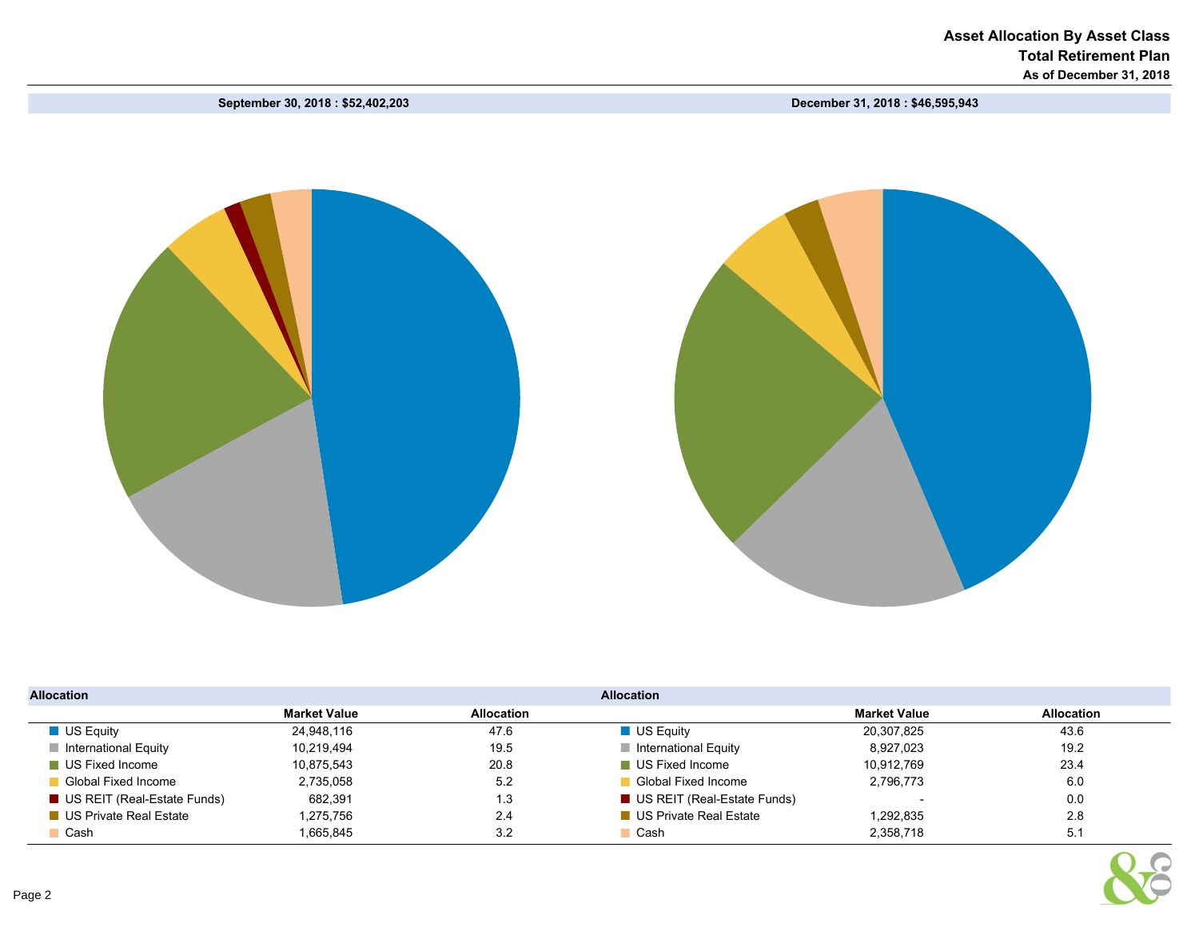# Asset Allocation By Asset Class

## Total Retirement Plan

### As of December 31, 2018

**September 30, 2018 : $52,402,203**

**December 31, 2018 : $46,595,943**

| Allocation | Market Value | Allocation |
|---|---|---|
| US Equity | 24,948,116 | 47.6 |
| International Equity | 10,219,494 | 19.5 |
| US Fixed Income | 10,875,543 | 20.8 |
| Global Fixed Income | 2,735,058 | 5.2 |
| US REIT (Real-Estate Funds) | 682,391 | 1.3 |
| US Private Real Estate | 1,275,756 | 2.4 |
| Cash | 1,665,845 | 3.2 |

| Allocation | Market Value | Allocation |
|---|---|---|
| US Equity | 20,307,825 | 43.6 |
| International Equity | 8,927,023 | 19.2 |
| US Fixed Income | 10,912,769 | 23.4 |
| Global Fixed Income | 2,796,773 | 6.0 |
| US REIT (Real-Estate Funds) | - | 0.0 |
| US Private Real Estate | 1,292,835 | 2.8 |
| Cash | 2,358,718 | 5.1 |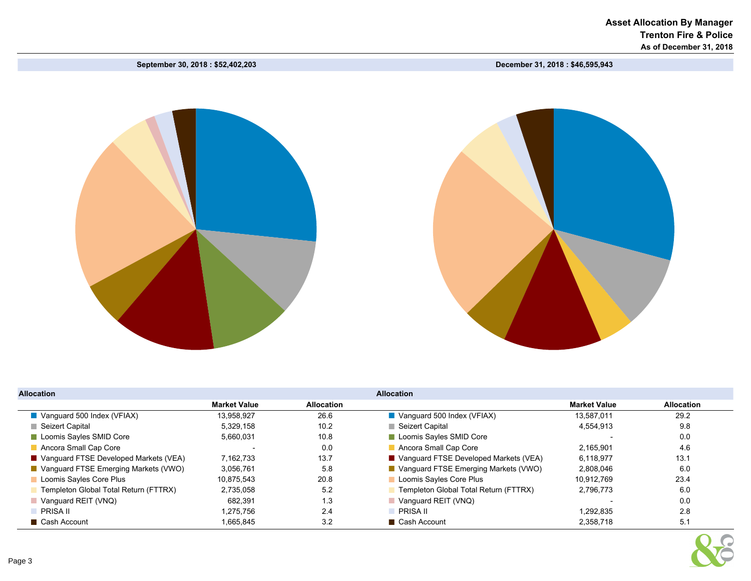# Asset Allocation By Manager
## Trenton Fire & Police
### As of December 31, 2018

**September 30, 2018 : $52,402,203**

**December 31, 2018 : $46,595,943**

### Allocation — September 30, 2018

| | Market Value | Allocation |
|---|---|---|
| Vanguard 500 Index (VFIAX) | 13,958,927 | 26.6 |
| Seizert Capital | 5,329,158 | 10.2 |
| Loomis Sayles SMID Core | 5,660,031 | 10.8 |
| Ancora Small Cap Core | - | 0.0 |
| Vanguard FTSE Developed Markets (VEA) | 7,162,733 | 13.7 |
| Vanguard FTSE Emerging Markets (VWO) | 3,056,761 | 5.8 |
| Loomis Sayles Core Plus | 10,875,543 | 20.8 |
| Templeton Global Total Return (FTTRX) | 2,735,058 | 5.2 |
| Vanguard REIT (VNQ) | 682,391 | 1.3 |
| PRISA II | 1,275,756 | 2.4 |
| Cash Account | 1,665,845 | 3.2 |

### Allocation — December 31, 2018

| | Market Value | Allocation |
|---|---|---|
| Vanguard 500 Index (VFIAX) | 13,587,011 | 29.2 |
| Seizert Capital | 4,554,913 | 9.8 |
| Loomis Sayles SMID Core | - | 0.0 |
| Ancora Small Cap Core | 2,165,901 | 4.6 |
| Vanguard FTSE Developed Markets (VEA) | 6,118,977 | 13.1 |
| Vanguard FTSE Emerging Markets (VWO) | 2,808,046 | 6.0 |
| Loomis Sayles Core Plus | 10,912,769 | 23.4 |
| Templeton Global Total Return (FTTRX) | 2,796,773 | 6.0 |
| Vanguard REIT (VNQ) | - | 0.0 |
| PRISA II | 1,292,835 | 2.8 |
| Cash Account | 2,358,718 | 5.1 |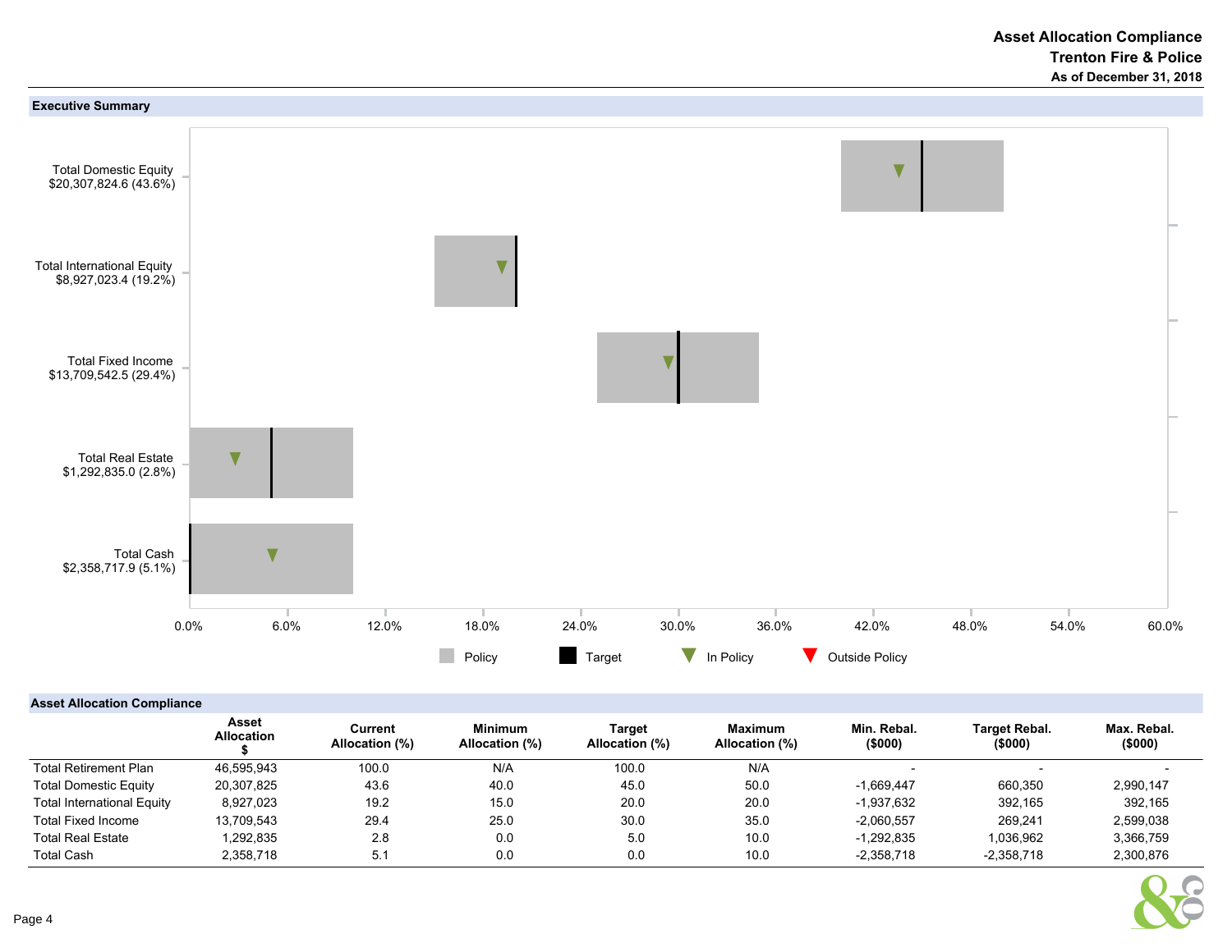# Asset Allocation Compliance
## Trenton Fire & Police
### As of December 31, 2018

**Executive Summary**

Total Domestic Equity
$20,307,824.6 (43.6%)

Total International Equity
$8,927,023.4 (19.2%)

Total Fixed Income
$13,709,542.5 (29.4%)

Total Real Estate
$1,292,835.0 (2.8%)

Total Cash
$2,358,717.9 (5.1%)

0.0% 6.0% 12.0% 18.0% 24.0% 30.0% 36.0% 42.0% 48.0% 54.0% 60.0%

Policy | Target | In Policy | Outside Policy

**Asset Allocation Compliance**

| | Asset Allocation $ | Current Allocation (%) | Minimum Allocation (%) | Target Allocation (%) | Maximum Allocation (%) | Min. Rebal. ($000) | Target Rebal. ($000) | Max. Rebal. ($000) |
|---|---|---|---|---|---|---|---|---|
| Total Retirement Plan | 46,595,943 | 100.0 | N/A | 100.0 | N/A | - | - | - |
| Total Domestic Equity | 20,307,825 | 43.6 | 40.0 | 45.0 | 50.0 | -1,669,447 | 660,350 | 2,990,147 |
| Total International Equity | 8,927,023 | 19.2 | 15.0 | 20.0 | 20.0 | -1,937,632 | 392,165 | 392,165 |
| Total Fixed Income | 13,709,543 | 29.4 | 25.0 | 30.0 | 35.0 | -2,060,557 | 269,241 | 2,599,038 |
| Total Real Estate | 1,292,835 | 2.8 | 0.0 | 5.0 | 10.0 | -1,292,835 | 1,036,962 | 3,366,759 |
| Total Cash | 2,358,718 | 5.1 | 0.0 | 0.0 | 10.0 | -2,358,718 | -2,358,718 | 2,300,876 |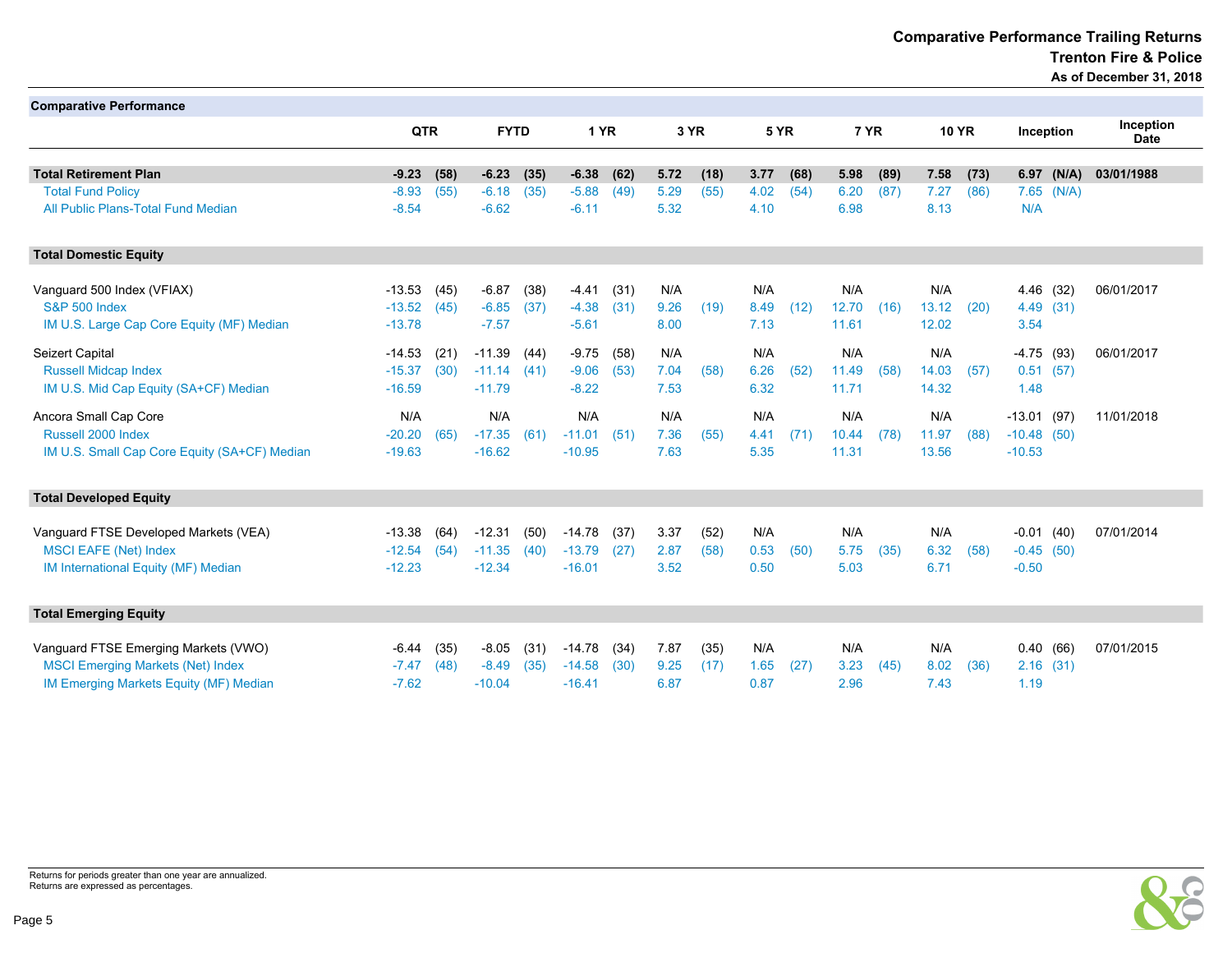# Comparative Performance Trailing Returns
## Trenton Fire & Police
### As of December 31, 2018

**Comparative Performance**

| | QTR | | FYTD | | 1 YR | | 3 YR | | 5 YR | | 7 YR | | 10 YR | | Inception | | Inception Date |
|---|---|---|---|---|---|---|---|---|---|---|---|---|---|---|---|---|---|
| **Total Retirement Plan** | **-9.23** | **(58)** | **-6.23** | **(35)** | **-6.38** | **(62)** | **5.72** | **(18)** | **3.77** | **(68)** | **5.98** | **(89)** | **7.58** | **(73)** | **6.97** | **(N/A)** | **03/01/1988** |
| Total Fund Policy | -8.93 | (55) | -6.18 | (35) | -5.88 | (49) | 5.29 | (55) | 4.02 | (54) | 6.20 | (87) | 7.27 | (86) | 7.65 | (N/A) | |
| All Public Plans-Total Fund Median | -8.54 | | -6.62 | | -6.11 | | 5.32 | | 4.10 | | 6.98 | | 8.13 | | N/A | | |
| **Total Domestic Equity** | | | | | | | | | | | | | | | | | |
| Vanguard 500 Index (VFIAX) | -13.53 | (45) | -6.87 | (38) | -4.41 | (31) | N/A | | N/A | | N/A | | N/A | | 4.46 | (32) | 06/01/2017 |
| S&P 500 Index | -13.52 | (45) | -6.85 | (37) | -4.38 | (31) | 9.26 | (19) | 8.49 | (12) | 12.70 | (16) | 13.12 | (20) | 4.49 | (31) | |
| IM U.S. Large Cap Core Equity (MF) Median | -13.78 | | -7.57 | | -5.61 | | 8.00 | | 7.13 | | 11.61 | | 12.02 | | 3.54 | | |
| Seizert Capital | -14.53 | (21) | -11.39 | (44) | -9.75 | (58) | N/A | | N/A | | N/A | | N/A | | -4.75 | (93) | 06/01/2017 |
| Russell Midcap Index | -15.37 | (30) | -11.14 | (41) | -9.06 | (53) | 7.04 | (58) | 6.26 | (52) | 11.49 | (58) | 14.03 | (57) | 0.51 | (57) | |
| IM U.S. Mid Cap Equity (SA+CF) Median | -16.59 | | -11.79 | | -8.22 | | 7.53 | | 6.32 | | 11.71 | | 14.32 | | 1.48 | | |
| Ancora Small Cap Core | N/A | | N/A | | N/A | | N/A | | N/A | | N/A | | N/A | | -13.01 | (97) | 11/01/2018 |
| Russell 2000 Index | -20.20 | (65) | -17.35 | (61) | -11.01 | (51) | 7.36 | (55) | 4.41 | (71) | 10.44 | (78) | 11.97 | (88) | -10.48 | (50) | |
| IM U.S. Small Cap Core Equity (SA+CF) Median | -19.63 | | -16.62 | | -10.95 | | 7.63 | | 5.35 | | 11.31 | | 13.56 | | -10.53 | | |
| **Total Developed Equity** | | | | | | | | | | | | | | | | | |
| Vanguard FTSE Developed Markets (VEA) | -13.38 | (64) | -12.31 | (50) | -14.78 | (37) | 3.37 | (52) | N/A | | N/A | | N/A | | -0.01 | (40) | 07/01/2014 |
| MSCI EAFE (Net) Index | -12.54 | (54) | -11.35 | (40) | -13.79 | (27) | 2.87 | (58) | 0.53 | (50) | 5.75 | (35) | 6.32 | (58) | -0.45 | (50) | |
| IM International Equity (MF) Median | -12.23 | | -12.34 | | -16.01 | | 3.52 | | 0.50 | | 5.03 | | 6.71 | | -0.50 | | |
| **Total Emerging Equity** | | | | | | | | | | | | | | | | | |
| Vanguard FTSE Emerging Markets (VWO) | -6.44 | (35) | -8.05 | (31) | -14.78 | (34) | 7.87 | (35) | N/A | | N/A | | N/A | | 0.40 | (66) | 07/01/2015 |
| MSCI Emerging Markets (Net) Index | -7.47 | (48) | -8.49 | (35) | -14.58 | (30) | 9.25 | (17) | 1.65 | (27) | 3.23 | (45) | 8.02 | (36) | 2.16 | (31) | |
| IM Emerging Markets Equity (MF) Median | -7.62 | | -10.04 | | -16.41 | | 6.87 | | 0.87 | | 2.96 | | 7.43 | | 1.19 | | |

Returns for periods greater than one year are annualized.
Returns are expressed as percentages.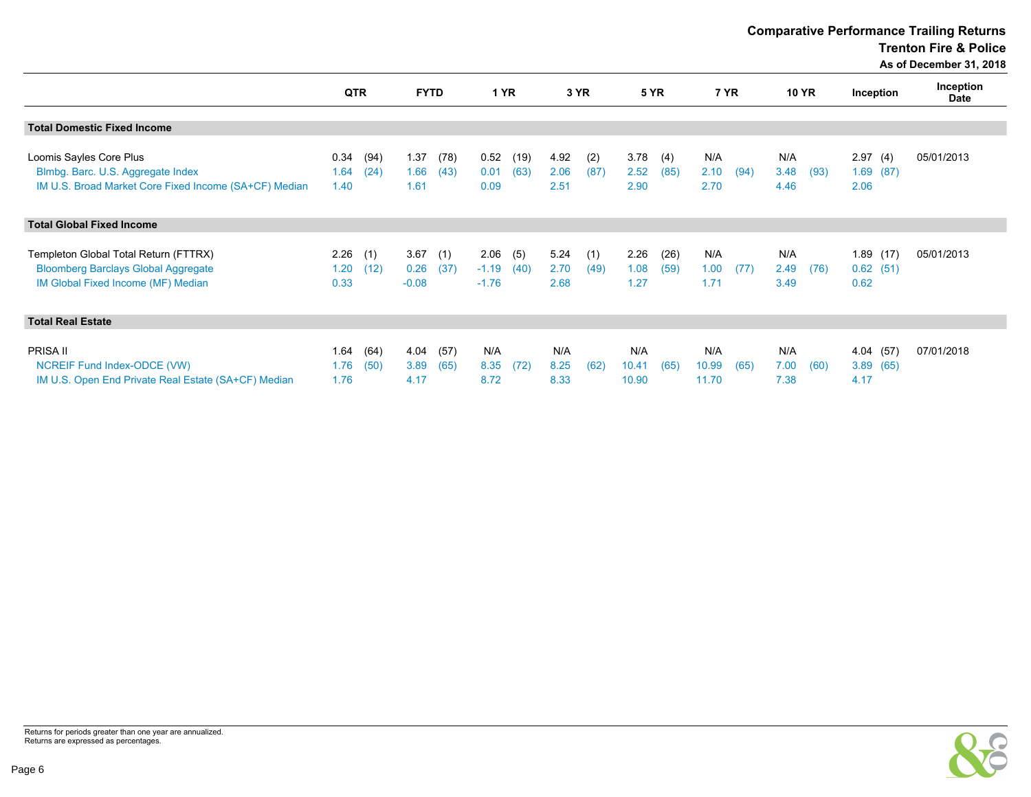## Comparative Performance Trailing Returns
### Trenton Fire & Police
### As of December 31, 2018

| | QTR | | FYTD | | 1 YR | | 3 YR | | 5 YR | | 7 YR | | 10 YR | | Inception | | Inception Date |
|---|---|---|---|---|---|---|---|---|---|---|---|---|---|---|---|---|---|
| **Total Domestic Fixed Income** | | | | | | | | | | | | | | | | | |
| Loomis Sayles Core Plus | 0.34 | (94) | 1.37 | (78) | 0.52 | (19) | 4.92 | (2) | 3.78 | (4) | N/A | | N/A | | 2.97 | (4) | 05/01/2013 |
| Blmbg. Barc. U.S. Aggregate Index | 1.64 | (24) | 1.66 | (43) | 0.01 | (63) | 2.06 | (87) | 2.52 | (85) | 2.10 | (94) | 3.48 | (93) | 1.69 | (87) | |
| IM U.S. Broad Market Core Fixed Income (SA+CF) Median | 1.40 | | 1.61 | | 0.09 | | 2.51 | | 2.90 | | 2.70 | | 4.46 | | 2.06 | | |
| **Total Global Fixed Income** | | | | | | | | | | | | | | | | | |
| Templeton Global Total Return (FTTRX) | 2.26 | (1) | 3.67 | (1) | 2.06 | (5) | 5.24 | (1) | 2.26 | (26) | N/A | | N/A | | 1.89 | (17) | 05/01/2013 |
| Bloomberg Barclays Global Aggregate | 1.20 | (12) | 0.26 | (37) | -1.19 | (40) | 2.70 | (49) | 1.08 | (59) | 1.00 | (77) | 2.49 | (76) | 0.62 | (51) | |
| IM Global Fixed Income (MF) Median | 0.33 | | -0.08 | | -1.76 | | 2.68 | | 1.27 | | 1.71 | | 3.49 | | 0.62 | | |
| **Total Real Estate** | | | | | | | | | | | | | | | | | |
| PRISA II | 1.64 | (64) | 4.04 | (57) | N/A | | N/A | | N/A | | N/A | | N/A | | 4.04 | (57) | 07/01/2018 |
| NCREIF Fund Index-ODCE (VW) | 1.76 | (50) | 3.89 | (65) | 8.35 | (72) | 8.25 | (62) | 10.41 | (65) | 10.99 | (65) | 7.00 | (60) | 3.89 | (65) | |
| IM U.S. Open End Private Real Estate (SA+CF) Median | 1.76 | | 4.17 | | 8.72 | | 8.33 | | 10.90 | | 11.70 | | 7.38 | | 4.17 | | |

Returns for periods greater than one year are annualized.
Returns are expressed as percentages.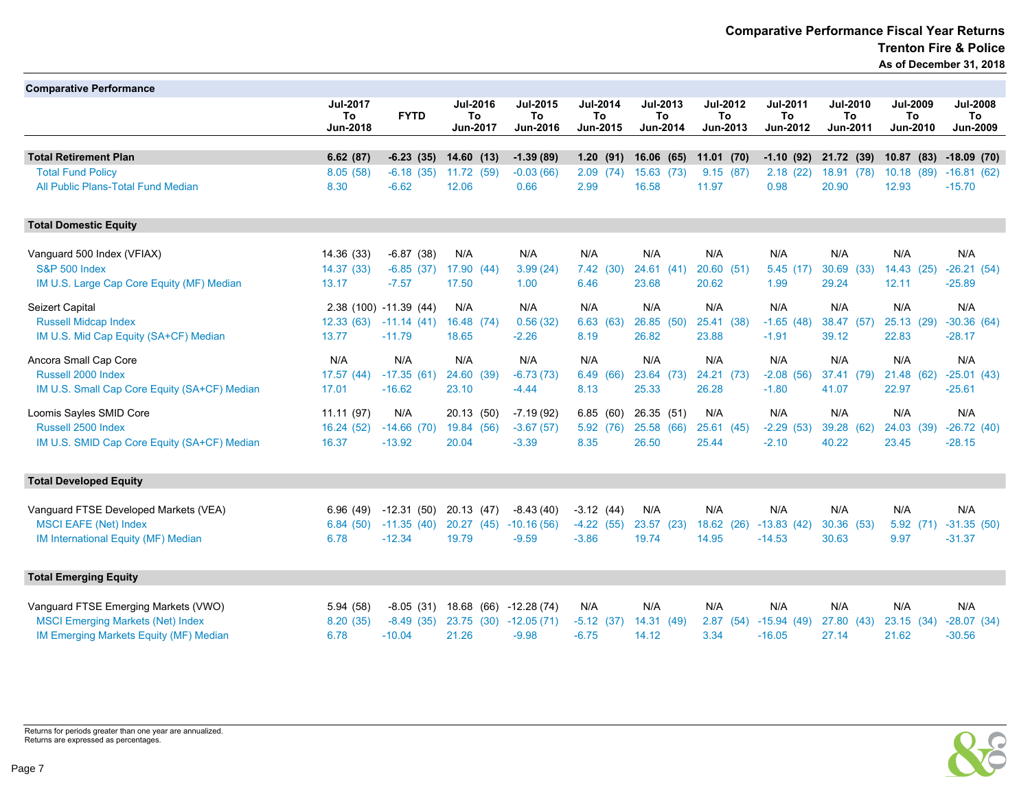## Comparative Performance Fiscal Year Returns
## Trenton Fire & Police
### As of December 31, 2018

| Comparative Performance | Jul-2017 To Jun-2018 | FYTD | Jul-2016 To Jun-2017 | Jul-2015 To Jun-2016 | Jul-2014 To Jun-2015 | Jul-2013 To Jun-2014 | Jul-2012 To Jun-2013 | Jul-2011 To Jun-2012 | Jul-2010 To Jun-2011 | Jul-2009 To Jun-2010 | Jul-2008 To Jun-2009 |
|---|---|---|---|---|---|---|---|---|---|---|---|
| **Total Retirement Plan** | **6.62 (87)** | **-6.23 (35)** | **14.60 (13)** | **-1.39 (89)** | **1.20 (91)** | **16.06 (65)** | **11.01 (70)** | **-1.10 (92)** | **21.72 (39)** | **10.87 (83)** | **-18.09 (70)** |
| Total Fund Policy | 8.05 (58) | -6.18 (35) | 11.72 (59) | -0.03 (66) | 2.09 (74) | 15.63 (73) | 9.15 (87) | 2.18 (22) | 18.91 (78) | 10.18 (89) | -16.81 (62) |
| All Public Plans-Total Fund Median | 8.30 | -6.62 | 12.06 | 0.66 | 2.99 | 16.58 | 11.97 | 0.98 | 20.90 | 12.93 | -15.70 |
| **Total Domestic Equity** | | | | | | | | | | | |
| Vanguard 500 Index (VFIAX) | 14.36 (33) | -6.87 (38) | N/A | N/A | N/A | N/A | N/A | N/A | N/A | N/A | N/A |
| S&P 500 Index | 14.37 (33) | -6.85 (37) | 17.90 (44) | 3.99 (24) | 7.42 (30) | 24.61 (41) | 20.60 (51) | 5.45 (17) | 30.69 (33) | 14.43 (25) | -26.21 (54) |
| IM U.S. Large Cap Core Equity (MF) Median | 13.17 | -7.57 | 17.50 | 1.00 | 6.46 | 23.68 | 20.62 | 1.99 | 29.24 | 12.11 | -25.89 |
| Seizert Capital | 2.38 (100) | -11.39 (44) | N/A | N/A | N/A | N/A | N/A | N/A | N/A | N/A | N/A |
| Russell Midcap Index | 12.33 (63) | -11.14 (41) | 16.48 (74) | 0.56 (32) | 6.63 (63) | 26.85 (50) | 25.41 (38) | -1.65 (48) | 38.47 (57) | 25.13 (29) | -30.36 (64) |
| IM U.S. Mid Cap Equity (SA+CF) Median | 13.77 | -11.79 | 18.65 | -2.26 | 8.19 | 26.82 | 23.88 | -1.91 | 39.12 | 22.83 | -28.17 |
| Ancora Small Cap Core | N/A | N/A | N/A | N/A | N/A | N/A | N/A | N/A | N/A | N/A | N/A |
| Russell 2000 Index | 17.57 (44) | -17.35 (61) | 24.60 (39) | -6.73 (73) | 6.49 (66) | 23.64 (73) | 24.21 (73) | -2.08 (56) | 37.41 (79) | 21.48 (62) | -25.01 (43) |
| IM U.S. Small Cap Core Equity (SA+CF) Median | 17.01 | -16.62 | 23.10 | -4.44 | 8.13 | 25.33 | 26.28 | -1.80 | 41.07 | 22.97 | -25.61 |
| Loomis Sayles SMID Core | 11.11 (97) | N/A | 20.13 (50) | -7.19 (92) | 6.85 (60) | 26.35 (51) | N/A | N/A | N/A | N/A | N/A |
| Russell 2500 Index | 16.24 (52) | -14.66 (70) | 19.84 (56) | -3.67 (57) | 5.92 (76) | 25.58 (66) | 25.61 (45) | -2.29 (53) | 39.28 (62) | 24.03 (39) | -26.72 (40) |
| IM U.S. SMID Cap Core Equity (SA+CF) Median | 16.37 | -13.92 | 20.04 | -3.39 | 8.35 | 26.50 | 25.44 | -2.10 | 40.22 | 23.45 | -28.15 |
| **Total Developed Equity** | | | | | | | | | | | |
| Vanguard FTSE Developed Markets (VEA) | 6.96 (49) | -12.31 (50) | 20.13 (47) | -8.43 (40) | -3.12 (44) | N/A | N/A | N/A | N/A | N/A | N/A |
| MSCI EAFE (Net) Index | 6.84 (50) | -11.35 (40) | 20.27 (45) | -10.16 (56) | -4.22 (55) | 23.57 (23) | 18.62 (26) | -13.83 (42) | 30.36 (53) | 5.92 (71) | -31.35 (50) |
| IM International Equity (MF) Median | 6.78 | -12.34 | 19.79 | -9.59 | -3.86 | 19.74 | 14.95 | -14.53 | 30.63 | 9.97 | -31.37 |
| **Total Emerging Equity** | | | | | | | | | | | |
| Vanguard FTSE Emerging Markets (VWO) | 5.94 (58) | -8.05 (31) | 18.68 (66) | -12.28 (74) | N/A | N/A | N/A | N/A | N/A | N/A | N/A |
| MSCI Emerging Markets (Net) Index | 8.20 (35) | -8.49 (35) | 23.75 (30) | -12.05 (71) | -5.12 (37) | 14.31 (49) | 2.87 (54) | -15.94 (49) | 27.80 (43) | 23.15 (34) | -28.07 (34) |
| IM Emerging Markets Equity (MF) Median | 6.78 | -10.04 | 21.26 | -9.98 | -6.75 | 14.12 | 3.34 | -16.05 | 27.14 | 21.62 | -30.56 |

Returns for periods greater than one year are annualized.
Returns are expressed as percentages.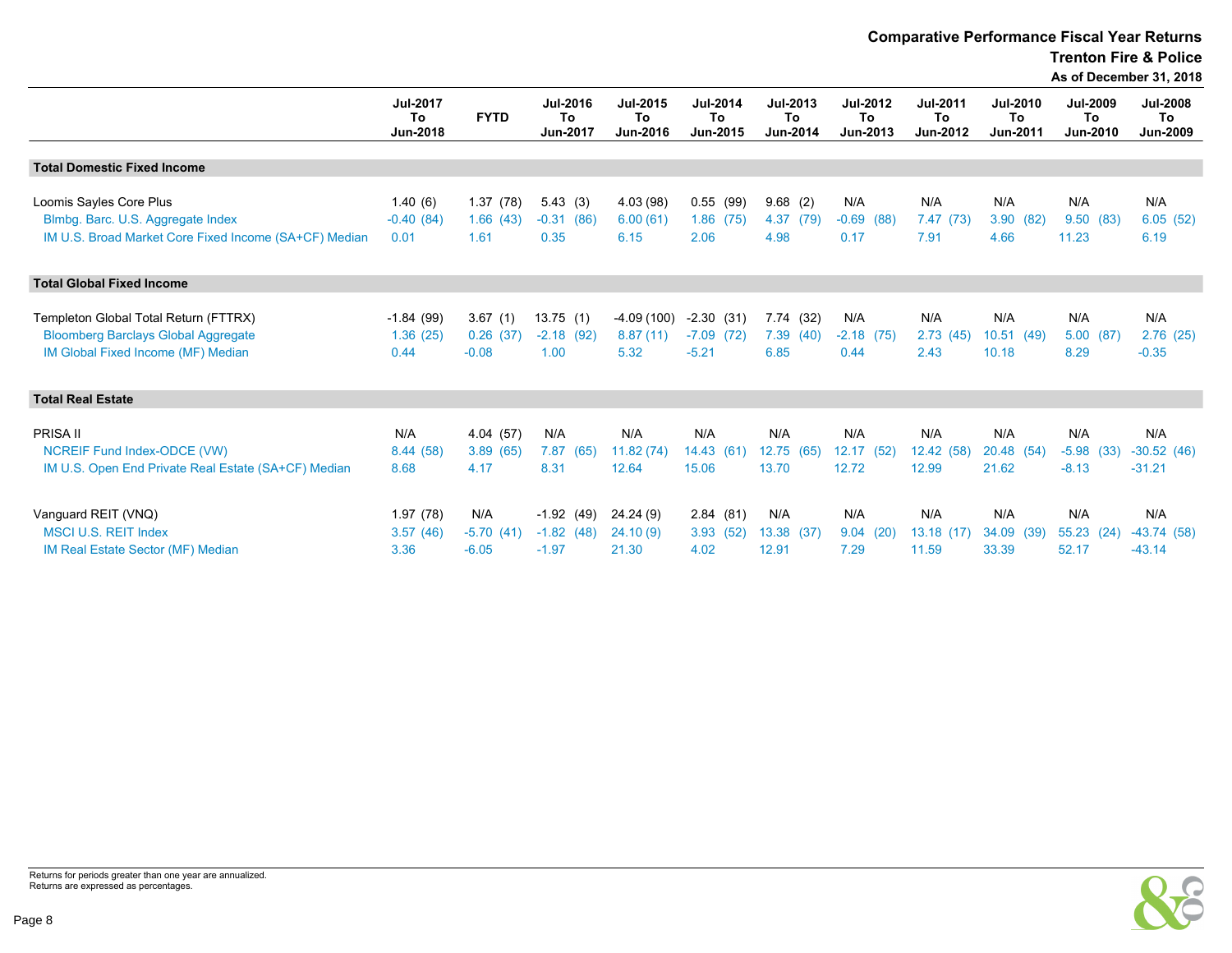## Comparative Performance Fiscal Year Returns
### Trenton Fire & Police
### As of December 31, 2018

| | Jul-2017 To Jun-2018 | FYTD | Jul-2016 To Jun-2017 | Jul-2015 To Jun-2016 | Jul-2014 To Jun-2015 | Jul-2013 To Jun-2014 | Jul-2012 To Jun-2013 | Jul-2011 To Jun-2012 | Jul-2010 To Jun-2011 | Jul-2009 To Jun-2010 | Jul-2008 To Jun-2009 |
|---|---|---|---|---|---|---|---|---|---|---|---|
| **Total Domestic Fixed Income** | | | | | | | | | | | |
| Loomis Sayles Core Plus | 1.40 (6) | 1.37 (78) | 5.43 (3) | 4.03 (98) | 0.55 (99) | 9.68 (2) | N/A | N/A | N/A | N/A | N/A |
| Blmbg. Barc. U.S. Aggregate Index | -0.40 (84) | 1.66 (43) | -0.31 (86) | 6.00 (61) | 1.86 (75) | 4.37 (79) | -0.69 (88) | 7.47 (73) | 3.90 (82) | 9.50 (83) | 6.05 (52) |
| IM U.S. Broad Market Core Fixed Income (SA+CF) Median | 0.01 | 1.61 | 0.35 | 6.15 | 2.06 | 4.98 | 0.17 | 7.91 | 4.66 | 11.23 | 6.19 |
| **Total Global Fixed Income** | | | | | | | | | | | |
| Templeton Global Total Return (FTTRX) | -1.84 (99) | 3.67 (1) | 13.75 (1) | -4.09 (100) | -2.30 (31) | 7.74 (32) | N/A | N/A | N/A | N/A | N/A |
| Bloomberg Barclays Global Aggregate | 1.36 (25) | 0.26 (37) | -2.18 (92) | 8.87 (11) | -7.09 (72) | 7.39 (40) | -2.18 (75) | 2.73 (45) | 10.51 (49) | 5.00 (87) | 2.76 (25) |
| IM Global Fixed Income (MF) Median | 0.44 | -0.08 | 1.00 | 5.32 | -5.21 | 6.85 | 0.44 | 2.43 | 10.18 | 8.29 | -0.35 |
| **Total Real Estate** | | | | | | | | | | | |
| PRISA II | N/A | 4.04 (57) | N/A | N/A | N/A | N/A | N/A | N/A | N/A | N/A | N/A |
| NCREIF Fund Index-ODCE (VW) | 8.44 (58) | 3.89 (65) | 7.87 (65) | 11.82 (74) | 14.43 (61) | 12.75 (65) | 12.17 (52) | 12.42 (58) | 20.48 (54) | -5.98 (33) | -30.52 (46) |
| IM U.S. Open End Private Real Estate (SA+CF) Median | 8.68 | 4.17 | 8.31 | 12.64 | 15.06 | 13.70 | 12.72 | 12.99 | 21.62 | -8.13 | -31.21 |
| Vanguard REIT (VNQ) | 1.97 (78) | N/A | -1.92 (49) | 24.24 (9) | 2.84 (81) | N/A | N/A | N/A | N/A | N/A | N/A |
| MSCI U.S. REIT Index | 3.57 (46) | -5.70 (41) | -1.82 (48) | 24.10 (9) | 3.93 (52) | 13.38 (37) | 9.04 (20) | 13.18 (17) | 34.09 (39) | 55.23 (24) | -43.74 (58) |
| IM Real Estate Sector (MF) Median | 3.36 | -6.05 | -1.97 | 21.30 | 4.02 | 12.91 | 7.29 | 11.59 | 33.39 | 52.17 | -43.14 |

Returns for periods greater than one year are annualized.
Returns are expressed as percentages.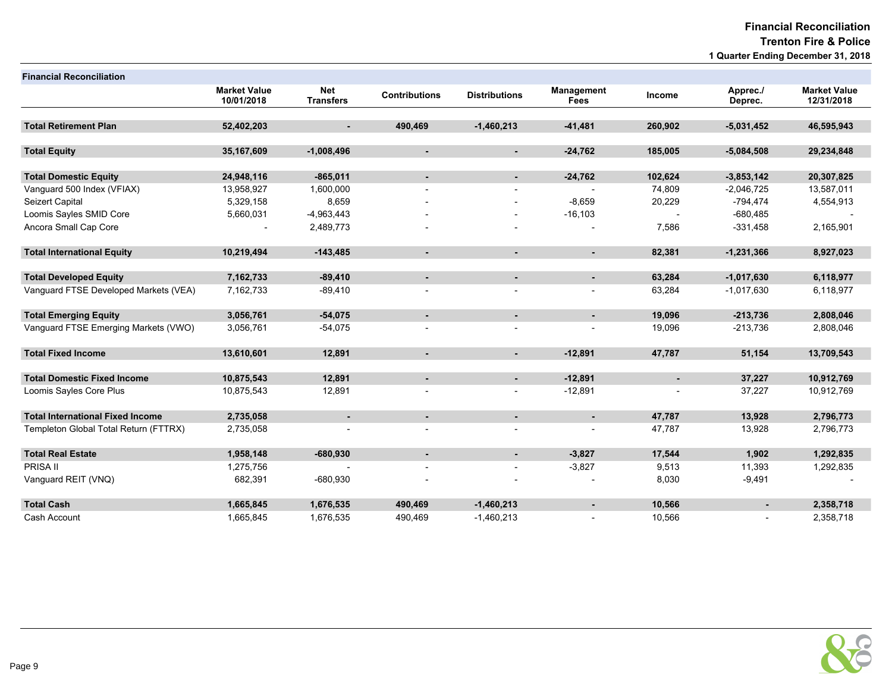# Financial Reconciliation
## Trenton Fire & Police
### 1 Quarter Ending December 31, 2018

| Financial Reconciliation | Market Value 10/01/2018 | Net Transfers | Contributions | Distributions | Management Fees | Income | Apprec./ Deprec. | Market Value 12/31/2018 |
|---|---|---|---|---|---|---|---|---|
| **Total Retirement Plan** | **52,402,203** | **-** | **490,469** | **-1,460,213** | **-41,481** | **260,902** | **-5,031,452** | **46,595,943** |
| **Total Equity** | **35,167,609** | **-1,008,496** | **-** | **-** | **-24,762** | **185,005** | **-5,084,508** | **29,234,848** |
| **Total Domestic Equity** | **24,948,116** | **-865,011** | **-** | **-** | **-24,762** | **102,624** | **-3,853,142** | **20,307,825** |
| Vanguard 500 Index (VFIAX) | 13,958,927 | 1,600,000 | - | - | - | 74,809 | -2,046,725 | 13,587,011 |
| Seizert Capital | 5,329,158 | 8,659 | - | - | -8,659 | 20,229 | -794,474 | 4,554,913 |
| Loomis Sayles SMID Core | 5,660,031 | -4,963,443 | - | - | -16,103 | - | -680,485 | - |
| Ancora Small Cap Core | - | 2,489,773 | - | - | - | 7,586 | -331,458 | 2,165,901 |
| **Total International Equity** | **10,219,494** | **-143,485** | **-** | **-** | **-** | **82,381** | **-1,231,366** | **8,927,023** |
| **Total Developed Equity** | **7,162,733** | **-89,410** | **-** | **-** | **-** | **63,284** | **-1,017,630** | **6,118,977** |
| Vanguard FTSE Developed Markets (VEA) | 7,162,733 | -89,410 | - | - | - | 63,284 | -1,017,630 | 6,118,977 |
| **Total Emerging Equity** | **3,056,761** | **-54,075** | **-** | **-** | **-** | **19,096** | **-213,736** | **2,808,046** |
| Vanguard FTSE Emerging Markets (VWO) | 3,056,761 | -54,075 | - | - | - | 19,096 | -213,736 | 2,808,046 |
| **Total Fixed Income** | **13,610,601** | **12,891** | **-** | **-** | **-12,891** | **47,787** | **51,154** | **13,709,543** |
| **Total Domestic Fixed Income** | **10,875,543** | **12,891** | **-** | **-** | **-12,891** | **-** | **37,227** | **10,912,769** |
| Loomis Sayles Core Plus | 10,875,543 | 12,891 | - | - | -12,891 | - | 37,227 | 10,912,769 |
| **Total International Fixed Income** | **2,735,058** | **-** | **-** | **-** | **-** | **47,787** | **13,928** | **2,796,773** |
| Templeton Global Total Return (FTTRX) | 2,735,058 | - | - | - | - | 47,787 | 13,928 | 2,796,773 |
| **Total Real Estate** | **1,958,148** | **-680,930** | **-** | **-** | **-3,827** | **17,544** | **1,902** | **1,292,835** |
| PRISA II | 1,275,756 | - | - | - | -3,827 | 9,513 | 11,393 | 1,292,835 |
| Vanguard REIT (VNQ) | 682,391 | -680,930 | - | - | - | 8,030 | -9,491 | - |
| **Total Cash** | **1,665,845** | **1,676,535** | **490,469** | **-1,460,213** | **-** | **10,566** | **-** | **2,358,718** |
| Cash Account | 1,665,845 | 1,676,535 | 490,469 | -1,460,213 | - | 10,566 | - | 2,358,718 |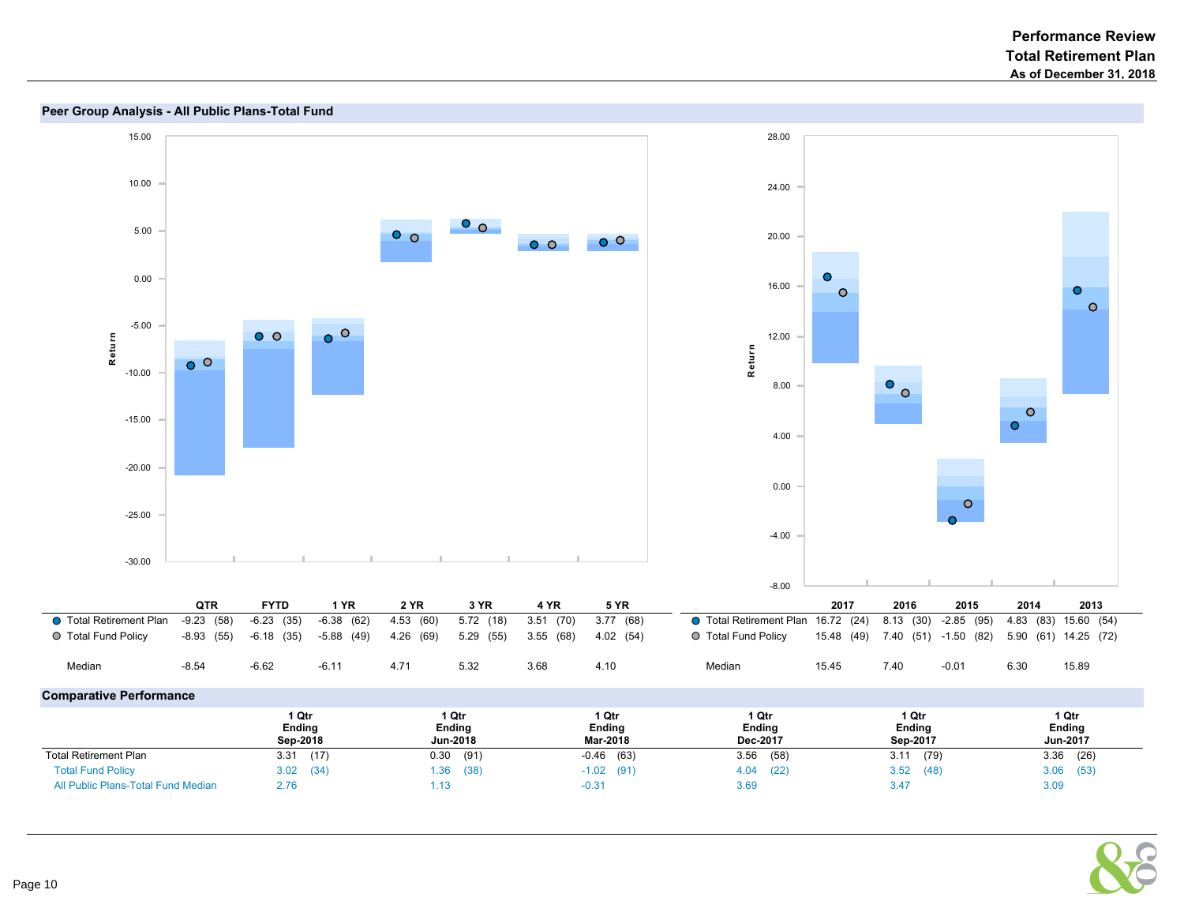# Performance Review
## Total Retirement Plan
### As of December 31, 2018

## Peer Group Analysis - All Public Plans-Total Fund

| | QTR | FYTD | 1 YR | 2 YR | 3 YR | 4 YR | 5 YR |
|---|---|---|---|---|---|---|---|
| Total Retirement Plan | -9.23 (58) | -6.23 (35) | -6.38 (62) | 4.53 (60) | 5.72 (18) | 3.51 (70) | 3.77 (68) |
| Total Fund Policy | -8.93 (55) | -6.18 (35) | -5.88 (49) | 4.26 (69) | 5.29 (55) | 3.55 (68) | 4.02 (54) |
| Median | -8.54 | -6.62 | -6.11 | 4.71 | 5.32 | 3.68 | 4.10 |

| | 2017 | 2016 | 2015 | 2014 | 2013 |
|---|---|---|---|---|---|
| Total Retirement Plan | 16.72 (24) | 8.13 (30) | -2.85 (95) | 4.83 (83) | 15.60 (54) |
| Total Fund Policy | 15.48 (49) | 7.40 (51) | -1.50 (82) | 5.90 (61) | 14.25 (72) |
| Median | 15.45 | 7.40 | -0.01 | 6.30 | 15.89 |

## Comparative Performance

| | 1 Qtr Ending Sep-2018 | 1 Qtr Ending Jun-2018 | 1 Qtr Ending Mar-2018 | 1 Qtr Ending Dec-2017 | 1 Qtr Ending Sep-2017 | 1 Qtr Ending Jun-2017 |
|---|---|---|---|---|---|---|
| Total Retirement Plan | 3.31 (17) | 0.30 (91) | -0.46 (63) | 3.56 (58) | 3.11 (79) | 3.36 (26) |
| Total Fund Policy | 3.02 (34) | 1.36 (38) | -1.02 (91) | 4.04 (22) | 3.52 (48) | 3.06 (53) |
| All Public Plans-Total Fund Median | 2.76 | 1.13 | -0.31 | 3.69 | 3.47 | 3.09 |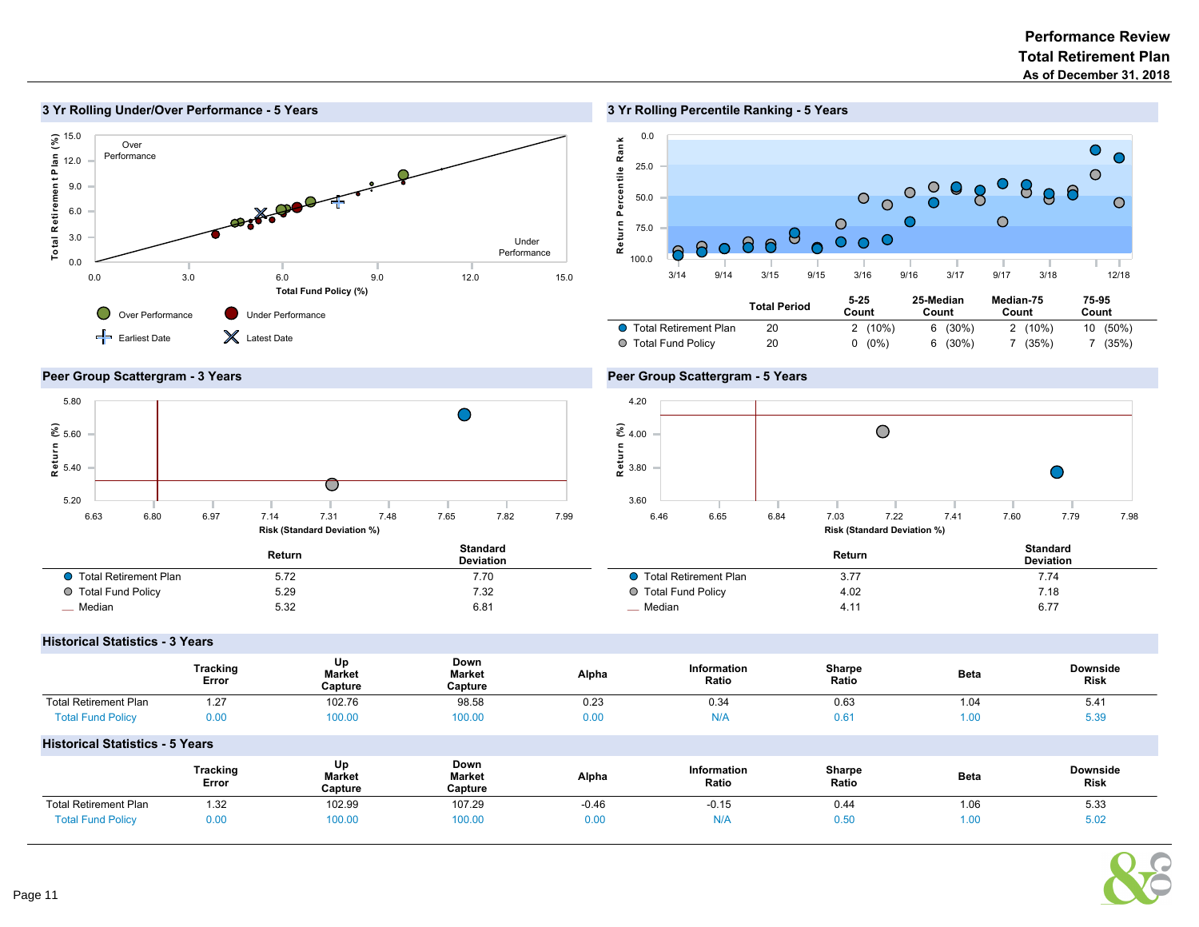# Performance Review
## Total Retirement Plan
### As of December 31, 2018

## 3 Yr Rolling Under/Over Performance - 5 Years

Total Retirement Plan (%) vs. Total Fund Policy (%)

Over Performance / Under Performance

Legend: Over Performance, Under Performance, Earliest Date, Latest Date

## 3 Yr Rolling Percentile Ranking - 5 Years

Return Percentile Rank

| | Total Period | 5-25 Count | 25-Median Count | Median-75 Count | 75-95 Count |
|---|---|---|---|---|---|
| Total Retirement Plan | 20 | 2 (10%) | 6 (30%) | 2 (10%) | 10 (50%) |
| Total Fund Policy | 20 | 0 (0%) | 6 (30%) | 7 (35%) | 7 (35%) |

## Peer Group Scattergram - 3 Years

Return (%) vs. Risk (Standard Deviation %)

| | Return | Standard Deviation |
|---|---|---|
| Total Retirement Plan | 5.72 | 7.70 |
| Total Fund Policy | 5.29 | 7.32 |
| Median | 5.32 | 6.81 |

## Peer Group Scattergram - 5 Years

Return (%) vs. Risk (Standard Deviation %)

| | Return | Standard Deviation |
|---|---|---|
| Total Retirement Plan | 3.77 | 7.74 |
| Total Fund Policy | 4.02 | 7.18 |
| Median | 4.11 | 6.77 |

## Historical Statistics - 3 Years

| | Tracking Error | Up Market Capture | Down Market Capture | Alpha | Information Ratio | Sharpe Ratio | Beta | Downside Risk |
|---|---|---|---|---|---|---|---|---|
| Total Retirement Plan | 1.27 | 102.76 | 98.58 | 0.23 | 0.34 | 0.63 | 1.04 | 5.41 |
| Total Fund Policy | 0.00 | 100.00 | 100.00 | 0.00 | N/A | 0.61 | 1.00 | 5.39 |

## Historical Statistics - 5 Years

| | Tracking Error | Up Market Capture | Down Market Capture | Alpha | Information Ratio | Sharpe Ratio | Beta | Downside Risk |
|---|---|---|---|---|---|---|---|---|
| Total Retirement Plan | 1.32 | 102.99 | 107.29 | -0.46 | -0.15 | 0.44 | 1.06 | 5.33 |
| Total Fund Policy | 0.00 | 100.00 | 100.00 | 0.00 | N/A | 0.50 | 1.00 | 5.02 |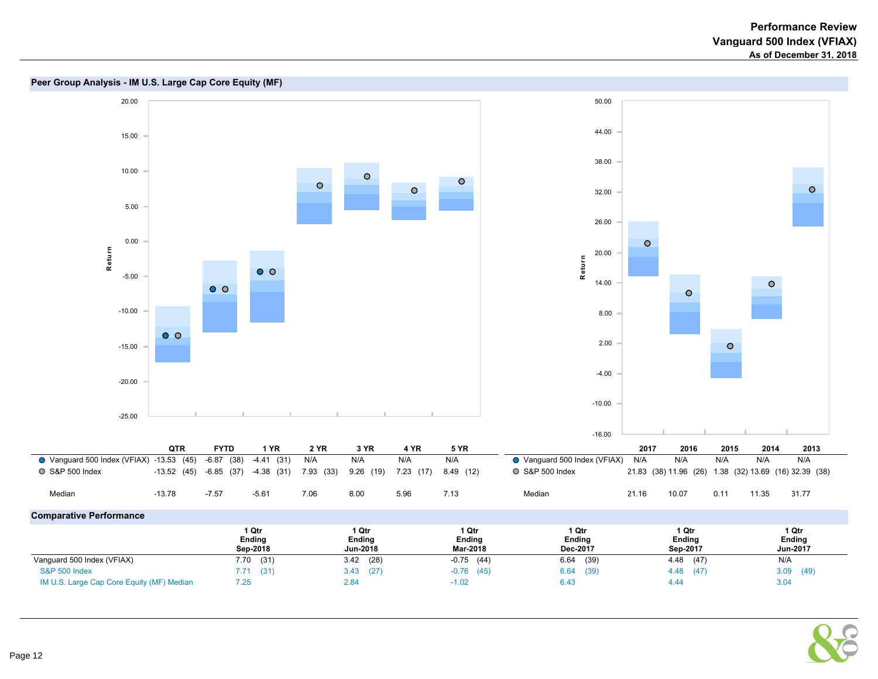# Performance Review
## Vanguard 500 Index (VFIAX)
### As of December 31, 2018

## Peer Group Analysis - IM U.S. Large Cap Core Equity (MF)

| | QTR | FYTD | 1 YR | 2 YR | 3 YR | 4 YR | 5 YR |
|---|---|---|---|---|---|---|---|
| Vanguard 500 Index (VFIAX) | -13.53 (45) | -6.87 (38) | -4.41 (31) | N/A | N/A | N/A | N/A |
| S&P 500 Index | -13.52 (45) | -6.85 (37) | -4.38 (31) | 7.93 (33) | 9.26 (19) | 7.23 (17) | 8.49 (12) |
| Median | -13.78 | -7.57 | -5.61 | 7.06 | 8.00 | 5.96 | 7.13 |

| | 2017 | 2016 | 2015 | 2014 | 2013 |
|---|---|---|---|---|---|
| Vanguard 500 Index (VFIAX) | N/A | N/A | N/A | N/A | N/A |
| S&P 500 Index | 21.83 (38) | 11.96 (26) | 1.38 (32) | 13.69 (16) | 32.39 (38) |
| Median | 21.16 | 10.07 | 0.11 | 11.35 | 31.77 |

## Comparative Performance

| | 1 Qtr Ending Sep-2018 | 1 Qtr Ending Jun-2018 | 1 Qtr Ending Mar-2018 | 1 Qtr Ending Dec-2017 | 1 Qtr Ending Sep-2017 | 1 Qtr Ending Jun-2017 |
|---|---|---|---|---|---|---|
| Vanguard 500 Index (VFIAX) | 7.70 (31) | 3.42 (28) | -0.75 (44) | 6.64 (39) | 4.48 (47) | N/A |
| S&P 500 Index | 7.71 (31) | 3.43 (27) | -0.76 (45) | 6.64 (39) | 4.48 (47) | 3.09 (49) |
| IM U.S. Large Cap Core Equity (MF) Median | 7.25 | 2.84 | -1.02 | 6.43 | 4.44 | 3.04 |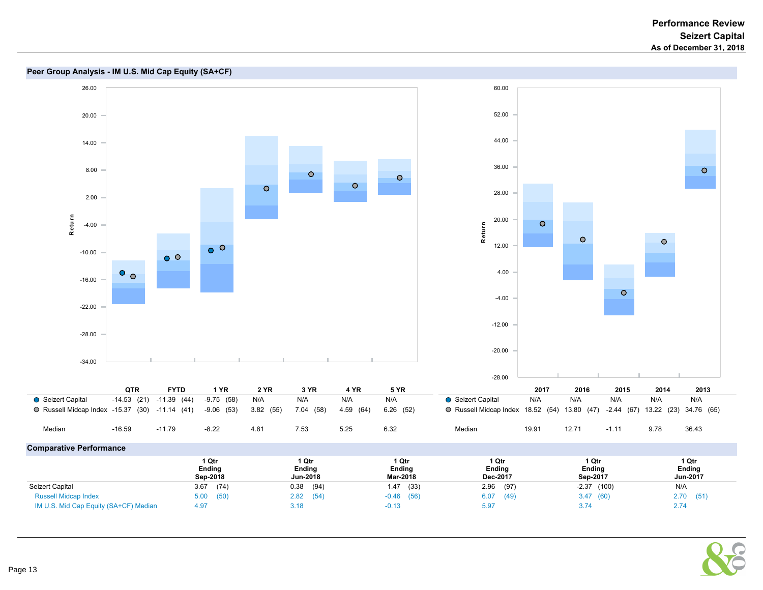## Peer Group Analysis - IM U.S. Mid Cap Equity (SA+CF)

| | QTR | FYTD | 1 YR | 2 YR | 3 YR | 4 YR | 5 YR |
|---|---|---|---|---|---|---|---|
| Seizert Capital | -14.53 (21) | -11.39 (44) | -9.75 (58) | N/A | N/A | N/A | N/A |
| Russell Midcap Index | -15.37 (30) | -11.14 (41) | -9.06 (53) | 3.82 (55) | 7.04 (58) | 4.59 (64) | 6.26 (52) |
| Median | -16.59 | -11.79 | -8.22 | 4.81 | 7.53 | 5.25 | 6.32 |

| | 2017 | 2016 | 2015 | 2014 | 2013 |
|---|---|---|---|---|---|
| Seizert Capital | N/A | N/A | N/A | N/A | N/A |
| Russell Midcap Index | 18.52 (54) | 13.80 (47) | -2.44 (67) | 13.22 (23) | 34.76 (65) |
| Median | 19.91 | 12.71 | -1.11 | 9.78 | 36.43 |

## Comparative Performance

| | 1 Qtr Ending Sep-2018 | 1 Qtr Ending Jun-2018 | 1 Qtr Ending Mar-2018 | 1 Qtr Ending Dec-2017 | 1 Qtr Ending Sep-2017 | 1 Qtr Ending Jun-2017 |
|---|---|---|---|---|---|---|
| Seizert Capital | 3.67 (74) | 0.38 (94) | 1.47 (33) | 2.96 (97) | -2.37 (100) | N/A |
| Russell Midcap Index | 5.00 (50) | 2.82 (54) | -0.46 (56) | 6.07 (49) | 3.47 (60) | 2.70 (51) |
| IM U.S. Mid Cap Equity (SA+CF) Median | 4.97 | 3.18 | -0.13 | 5.97 | 3.74 | 2.74 |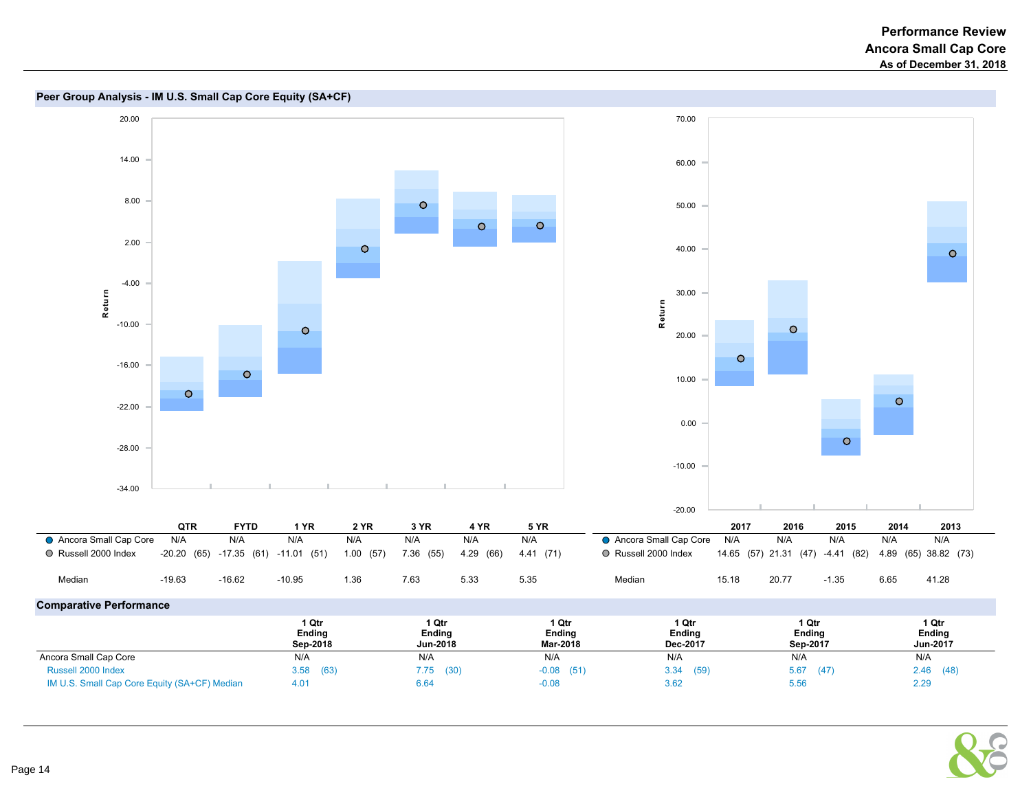# Performance Review
## Ancora Small Cap Core
### As of December 31, 2018

## Peer Group Analysis - IM U.S. Small Cap Core Equity (SA+CF)

| | QTR | FYTD | 1 YR | 2 YR | 3 YR | 4 YR | 5 YR |
|---|---|---|---|---|---|---|---|
| Ancora Small Cap Core | N/A | N/A | N/A | N/A | N/A | N/A | N/A |
| Russell 2000 Index | -20.20 (65) | -17.35 (61) | -11.01 (51) | 1.00 (57) | 7.36 (55) | 4.29 (66) | 4.41 (71) |
| Median | -19.63 | -16.62 | -10.95 | 1.36 | 7.63 | 5.33 | 5.35 |

| | 2017 | 2016 | 2015 | 2014 | 2013 |
|---|---|---|---|---|---|
| Ancora Small Cap Core | N/A | N/A | N/A | N/A | N/A |
| Russell 2000 Index | 14.65 (57) | 21.31 (47) | -4.41 (82) | 4.89 (65) | 38.82 (73) |
| Median | 15.18 | 20.77 | -1.35 | 6.65 | 41.28 |

## Comparative Performance

| | 1 Qtr Ending Sep-2018 | 1 Qtr Ending Jun-2018 | 1 Qtr Ending Mar-2018 | 1 Qtr Ending Dec-2017 | 1 Qtr Ending Sep-2017 | 1 Qtr Ending Jun-2017 |
|---|---|---|---|---|---|---|
| Ancora Small Cap Core | N/A | N/A | N/A | N/A | N/A | N/A |
| Russell 2000 Index | 3.58 (63) | 7.75 (30) | -0.08 (51) | 3.34 (59) | 5.67 (47) | 2.46 (48) |
| IM U.S. Small Cap Core Equity (SA+CF) Median | 4.01 | 6.64 | -0.08 | 3.62 | 5.56 | 2.29 |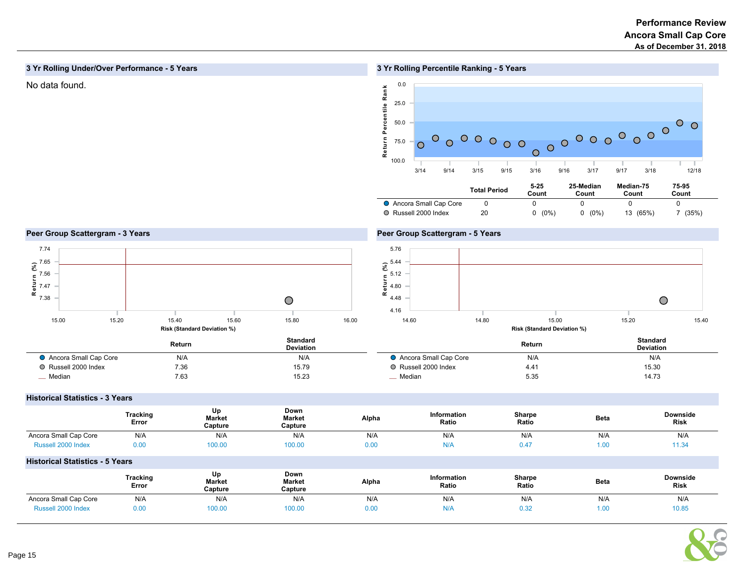# Performance Review
## Ancora Small Cap Core
### As of December 31, 2018

## 3 Yr Rolling Under/Over Performance - 5 Years

No data found.

## 3 Yr Rolling Percentile Ranking - 5 Years

| | Total Period | 5-25 Count | 25-Median Count | Median-75 Count | 75-95 Count |
|---|---|---|---|---|---|
| Ancora Small Cap Core | 0 | 0 | 0 | 0 | 0 |
| Russell 2000 Index | 20 | 0 (0%) | 0 (0%) | 13 (65%) | 7 (35%) |

## Peer Group Scattergram - 3 Years

| | Return | Standard Deviation |
|---|---|---|
| Ancora Small Cap Core | N/A | N/A |
| Russell 2000 Index | 7.36 | 15.79 |
| Median | 7.63 | 15.23 |

## Peer Group Scattergram - 5 Years

| | Return | Standard Deviation |
|---|---|---|
| Ancora Small Cap Core | N/A | N/A |
| Russell 2000 Index | 4.41 | 15.30 |
| Median | 5.35 | 14.73 |

## Historical Statistics - 3 Years

| | Tracking Error | Up Market Capture | Down Market Capture | Alpha | Information Ratio | Sharpe Ratio | Beta | Downside Risk |
|---|---|---|---|---|---|---|---|---|
| Ancora Small Cap Core | N/A | N/A | N/A | N/A | N/A | N/A | N/A | N/A |
| Russell 2000 Index | 0.00 | 100.00 | 100.00 | 0.00 | N/A | 0.47 | 1.00 | 11.34 |

## Historical Statistics - 5 Years

| | Tracking Error | Up Market Capture | Down Market Capture | Alpha | Information Ratio | Sharpe Ratio | Beta | Downside Risk |
|---|---|---|---|---|---|---|---|---|
| Ancora Small Cap Core | N/A | N/A | N/A | N/A | N/A | N/A | N/A | N/A |
| Russell 2000 Index | 0.00 | 100.00 | 100.00 | 0.00 | N/A | 0.32 | 1.00 | 10.85 |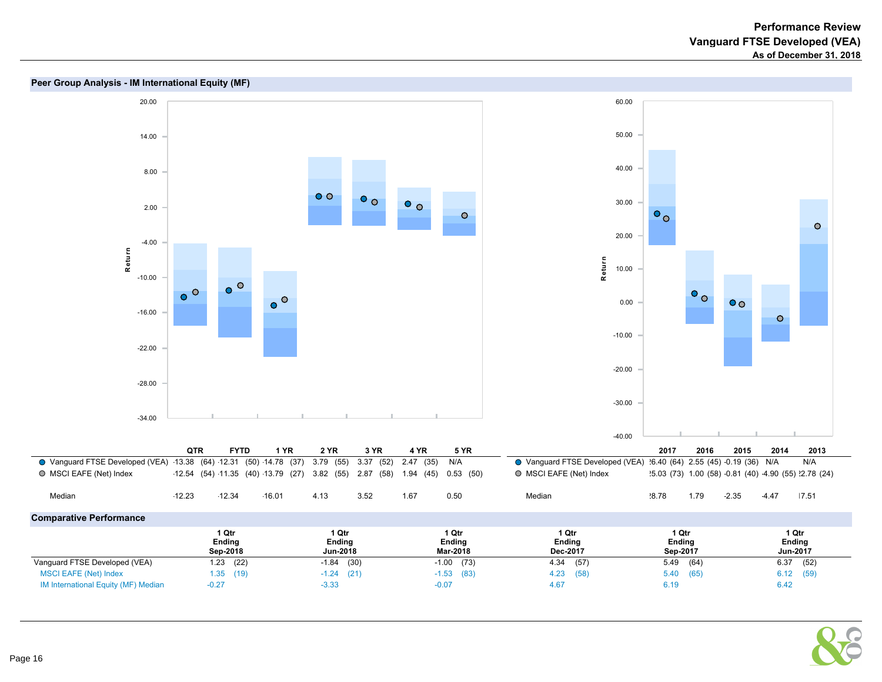# Performance Review
## Vanguard FTSE Developed (VEA)
### As of December 31, 2018

## Peer Group Analysis - IM International Equity (MF)

| | QTR | | FYTD | | 1 YR | | 2 YR | | 3 YR | | 4 YR | | 5 YR | |
|---|---|---|---|---|---|---|---|---|---|---|---|---|---|---|
| Vanguard FTSE Developed (VEA) | -13.38 | (64) | -12.31 | (50) | -14.78 | (37) | 3.79 | (55) | 3.37 | (52) | 2.47 | (35) | N/A | |
| MSCI EAFE (Net) Index | -12.54 | (54) | -11.35 | (40) | -13.79 | (27) | 3.82 | (55) | 2.87 | (58) | 1.94 | (45) | 0.53 | (50) |
| Median | -12.23 | | -12.34 | | -16.01 | | 4.13 | | 3.52 | | 1.67 | | 0.50 | |

| | 2017 | | 2016 | | 2015 | | 2014 | | 2013 | |
|---|---|---|---|---|---|---|---|---|---|---|
| Vanguard FTSE Developed (VEA) | 26.40 | (64) | 2.55 | (45) | -0.19 | (36) | N/A | | N/A | |
| MSCI EAFE (Net) Index | 25.03 | (73) | 1.00 | (58) | -0.81 | (40) | -4.90 | (55) | 22.78 | (24) |
| Median | 28.78 | | 1.79 | | -2.35 | | -4.47 | | 17.51 | |

## Comparative Performance

| | 1 Qtr Ending Sep-2018 | | 1 Qtr Ending Jun-2018 | | 1 Qtr Ending Mar-2018 | | 1 Qtr Ending Dec-2017 | | 1 Qtr Ending Sep-2017 | | 1 Qtr Ending Jun-2017 | |
|---|---|---|---|---|---|---|---|---|---|---|---|---|
| Vanguard FTSE Developed (VEA) | 1.23 | (22) | -1.84 | (30) | -1.00 | (73) | 4.34 | (57) | 5.49 | (64) | 6.37 | (52) |
| MSCI EAFE (Net) Index | 1.35 | (19) | -1.24 | (21) | -1.53 | (83) | 4.23 | (58) | 5.40 | (65) | 6.12 | (59) |
| IM International Equity (MF) Median | -0.27 | | -3.33 | | -0.07 | | 4.67 | | 6.19 | | 6.42 | |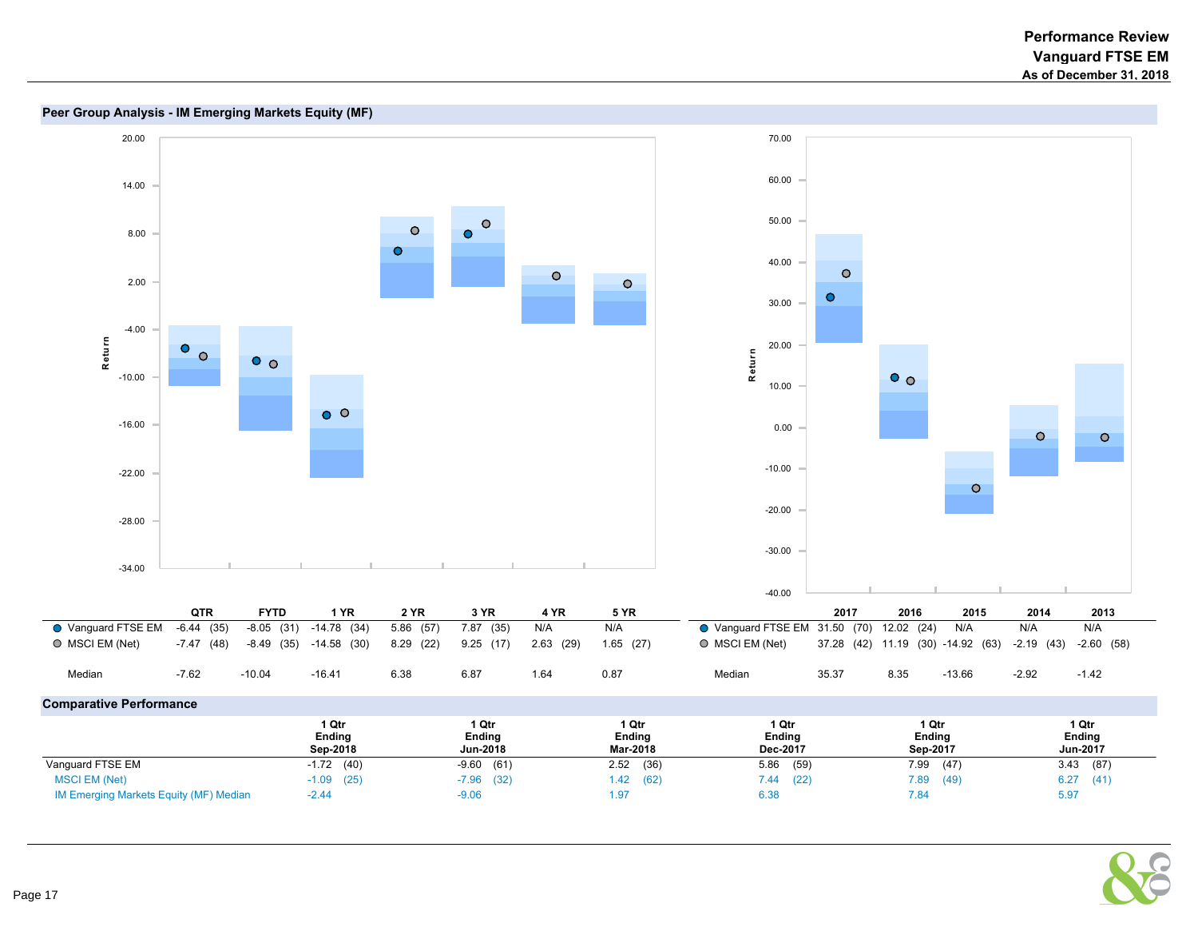# Performance Review
## Vanguard FTSE EM
### As of December 31, 2018

## Peer Group Analysis - IM Emerging Markets Equity (MF)

| | QTR | FYTD | 1 YR | 2 YR | 3 YR | 4 YR | 5 YR |
|---|---|---|---|---|---|---|---|
| Vanguard FTSE EM | -6.44 (35) | -8.05 (31) | -14.78 (34) | 5.86 (57) | 7.87 (35) | N/A | N/A |
| MSCI EM (Net) | -7.47 (48) | -8.49 (35) | -14.58 (30) | 8.29 (22) | 9.25 (17) | 2.63 (29) | 1.65 (27) |
| Median | -7.62 | -10.04 | -16.41 | 6.38 | 6.87 | 1.64 | 0.87 |

| | 2017 | 2016 | 2015 | 2014 | 2013 |
|---|---|---|---|---|---|
| Vanguard FTSE EM | 31.50 (70) | 12.02 (24) | N/A | N/A | N/A |
| MSCI EM (Net) | 37.28 (42) | 11.19 (30) | -14.92 (63) | -2.19 (43) | -2.60 (58) |
| Median | 35.37 | 8.35 | -13.66 | -2.92 | -1.42 |

## Comparative Performance

| | 1 Qtr Ending Sep-2018 | 1 Qtr Ending Jun-2018 | 1 Qtr Ending Mar-2018 | 1 Qtr Ending Dec-2017 | 1 Qtr Ending Sep-2017 | 1 Qtr Ending Jun-2017 |
|---|---|---|---|---|---|---|
| Vanguard FTSE EM | -1.72 (40) | -9.60 (61) | 2.52 (36) | 5.86 (59) | 7.99 (47) | 3.43 (87) |
| MSCI EM (Net) | -1.09 (25) | -7.96 (32) | 1.42 (62) | 7.44 (22) | 7.89 (49) | 6.27 (41) |
| IM Emerging Markets Equity (MF) Median | -2.44 | -9.06 | 1.97 | 6.38 | 7.84 | 5.97 |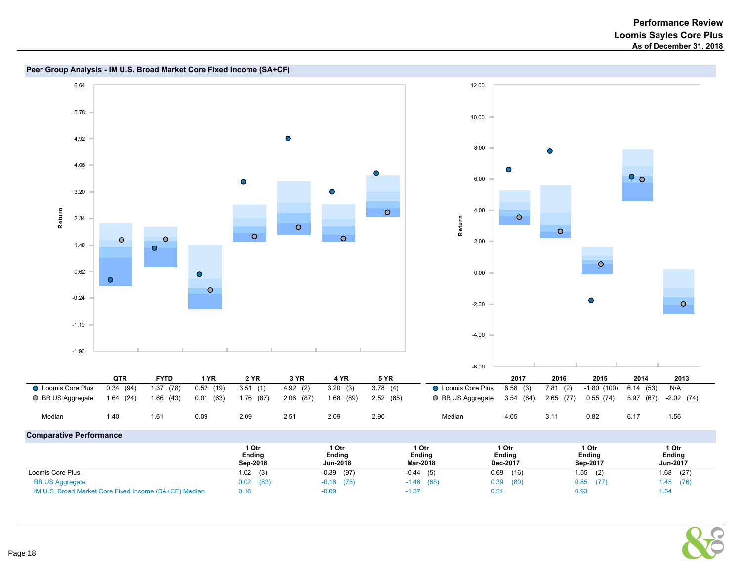# Performance Review
## Loomis Sayles Core Plus
### As of December 31, 2018

## Peer Group Analysis - IM U.S. Broad Market Core Fixed Income (SA+CF)

| | QTR | FYTD | 1 YR | 2 YR | 3 YR | 4 YR | 5 YR |
|---|---|---|---|---|---|---|---|
| Loomis Core Plus | 0.34 (94) | 1.37 (78) | 0.52 (19) | 3.51 (1) | 4.92 (2) | 3.20 (3) | 3.78 (4) |
| BB US Aggregate | 1.64 (24) | 1.66 (43) | 0.01 (63) | 1.76 (87) | 2.06 (87) | 1.68 (89) | 2.52 (85) |
| Median | 1.40 | 1.61 | 0.09 | 2.09 | 2.51 | 2.09 | 2.90 |

| | 2017 | 2016 | 2015 | 2014 | 2013 |
|---|---|---|---|---|---|
| Loomis Core Plus | 6.58 (3) | 7.81 (2) | -1.80 (100) | 6.14 (53) | N/A |
| BB US Aggregate | 3.54 (84) | 2.65 (77) | 0.55 (74) | 5.97 (67) | -2.02 (74) |
| Median | 4.05 | 3.11 | 0.82 | 6.17 | -1.56 |

## Comparative Performance

| | 1 Qtr Ending Sep-2018 | 1 Qtr Ending Jun-2018 | 1 Qtr Ending Mar-2018 | 1 Qtr Ending Dec-2017 | 1 Qtr Ending Sep-2017 | 1 Qtr Ending Jun-2017 |
|---|---|---|---|---|---|---|
| Loomis Core Plus | 1.02 (3) | -0.39 (97) | -0.44 (5) | 0.69 (16) | 1.55 (2) | 1.68 (27) |
| BB US Aggregate | 0.02 (83) | -0.16 (75) | -1.46 (68) | 0.39 (80) | 0.85 (77) | 1.45 (76) |
| IM U.S. Broad Market Core Fixed Income (SA+CF) Median | 0.18 | -0.09 | -1.37 | 0.51 | 0.93 | 1.54 |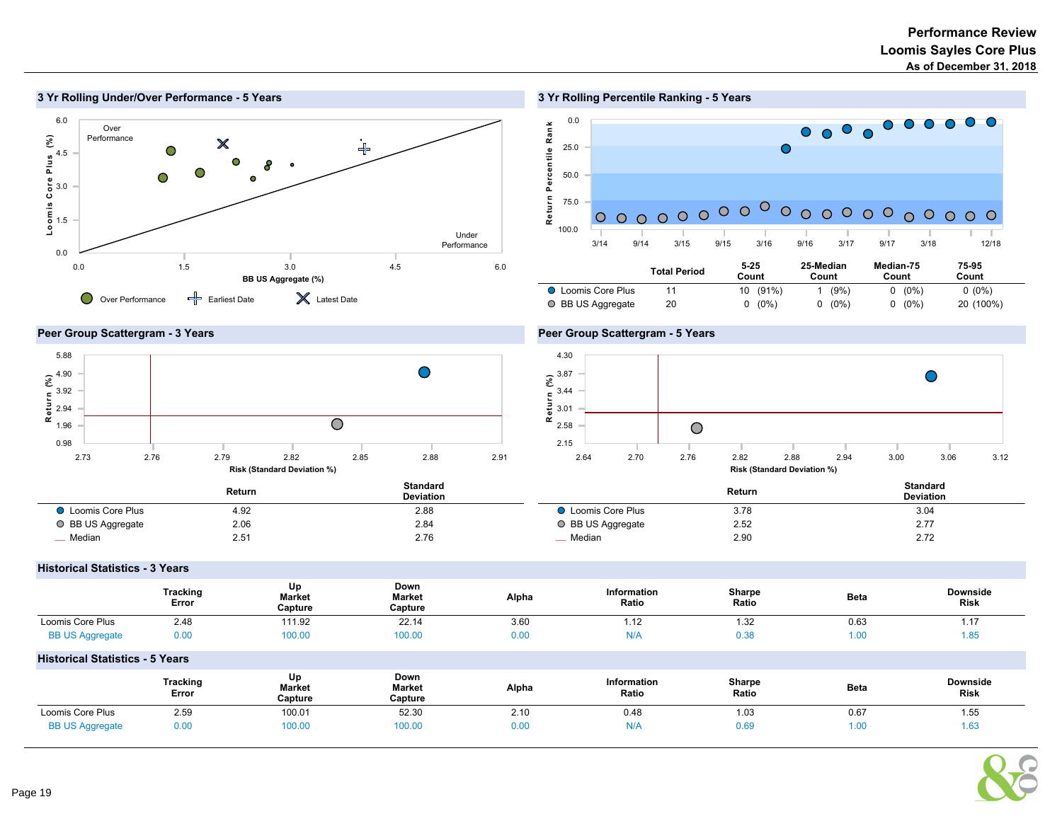# Performance Review
## Loomis Sayles Core Plus
### As of December 31, 2018

## 3 Yr Rolling Under/Over Performance - 5 Years

Over Performance

Under Performance

Loomis Core Plus (%)

BB US Aggregate (%)

Over Performance | Earliest Date | Latest Date

## 3 Yr Rolling Percentile Ranking - 5 Years

Return Percentile Rank

| | Total Period | 5-25 Count | 25-Median Count | Median-75 Count | 75-95 Count |
|---|---|---|---|---|---|
| Loomis Core Plus | 11 | 10 (91%) | 1 (9%) | 0 (0%) | 0 (0%) |
| BB US Aggregate | 20 | 0 (0%) | 0 (0%) | 0 (0%) | 20 (100%) |

## Peer Group Scattergram - 3 Years

Return (%)

Risk (Standard Deviation %)

| | Return | Standard Deviation |
|---|---|---|
| Loomis Core Plus | 4.92 | 2.88 |
| BB US Aggregate | 2.06 | 2.84 |
| Median | 2.51 | 2.76 |

## Peer Group Scattergram - 5 Years

Return (%)

Risk (Standard Deviation %)

| | Return | Standard Deviation |
|---|---|---|
| Loomis Core Plus | 3.78 | 3.04 |
| BB US Aggregate | 2.52 | 2.77 |
| Median | 2.90 | 2.72 |

## Historical Statistics - 3 Years

| | Tracking Error | Up Market Capture | Down Market Capture | Alpha | Information Ratio | Sharpe Ratio | Beta | Downside Risk |
|---|---|---|---|---|---|---|---|---|
| Loomis Core Plus | 2.48 | 111.92 | 22.14 | 3.60 | 1.12 | 1.32 | 0.63 | 1.17 |
| BB US Aggregate | 0.00 | 100.00 | 100.00 | 0.00 | N/A | 0.38 | 1.00 | 1.85 |

## Historical Statistics - 5 Years

| | Tracking Error | Up Market Capture | Down Market Capture | Alpha | Information Ratio | Sharpe Ratio | Beta | Downside Risk |
|---|---|---|---|---|---|---|---|---|
| Loomis Core Plus | 2.59 | 100.01 | 52.30 | 2.10 | 0.48 | 1.03 | 0.67 | 1.55 |
| BB US Aggregate | 0.00 | 100.00 | 100.00 | 0.00 | N/A | 0.69 | 1.00 | 1.63 |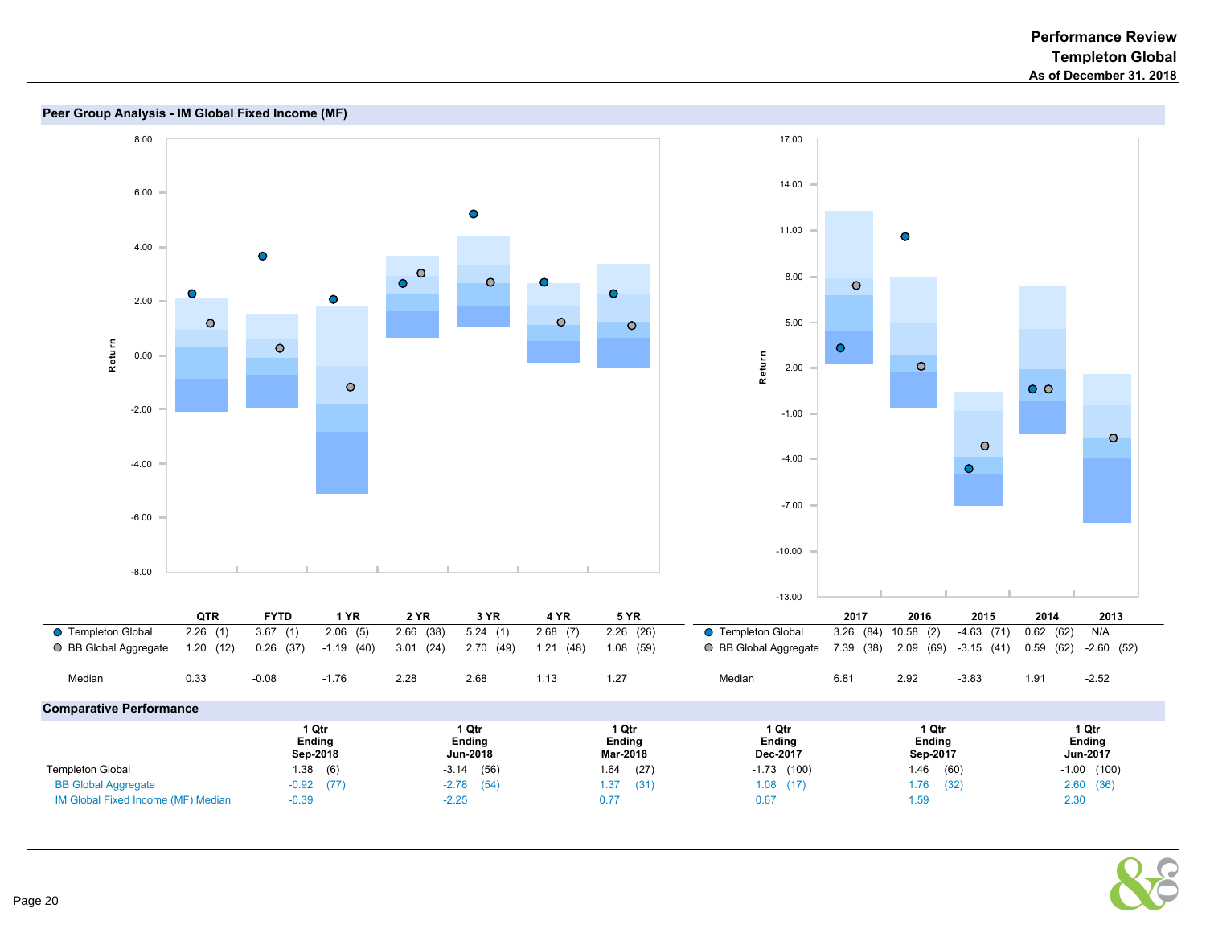# Performance Review
## Templeton Global
### As of December 31, 2018

## Peer Group Analysis - IM Global Fixed Income (MF)

| | QTR | FYTD | 1 YR | 2 YR | 3 YR | 4 YR | 5 YR |
|---|---|---|---|---|---|---|---|
| Templeton Global | 2.26 (1) | 3.67 (1) | 2.06 (5) | 2.66 (38) | 5.24 (1) | 2.68 (7) | 2.26 (26) |
| BB Global Aggregate | 1.20 (12) | 0.26 (37) | -1.19 (40) | 3.01 (24) | 2.70 (49) | 1.21 (48) | 1.08 (59) |
| Median | 0.33 | -0.08 | -1.76 | 2.28 | 2.68 | 1.13 | 1.27 |

| | 2017 | 2016 | 2015 | 2014 | 2013 |
|---|---|---|---|---|---|
| Templeton Global | 3.26 (84) | 10.58 (2) | -4.63 (71) | 0.62 (62) | N/A |
| BB Global Aggregate | 7.39 (38) | 2.09 (69) | -3.15 (41) | 0.59 (62) | -2.60 (52) |
| Median | 6.81 | 2.92 | -3.83 | 1.91 | -2.52 |

## Comparative Performance

| | 1 Qtr Ending Sep-2018 | 1 Qtr Ending Jun-2018 | 1 Qtr Ending Mar-2018 | 1 Qtr Ending Dec-2017 | 1 Qtr Ending Sep-2017 | 1 Qtr Ending Jun-2017 |
|---|---|---|---|---|---|---|
| Templeton Global | 1.38 (6) | -3.14 (56) | 1.64 (27) | -1.73 (100) | 1.46 (60) | -1.00 (100) |
| BB Global Aggregate | -0.92 (77) | -2.78 (54) | 1.37 (31) | 1.08 (17) | 1.76 (32) | 2.60 (36) |
| IM Global Fixed Income (MF) Median | -0.39 | -2.25 | 0.77 | 0.67 | 1.59 | 2.30 |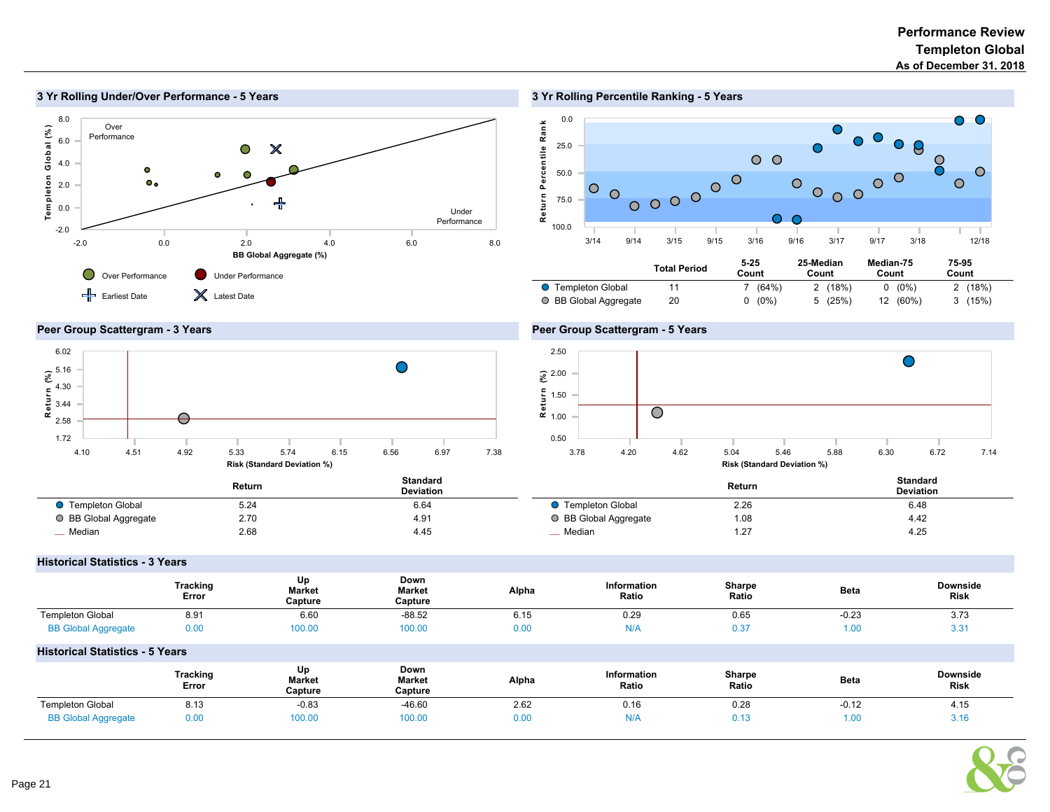# Performance Review
## Templeton Global
### As of December 31, 2018

## 3 Yr Rolling Under/Over Performance - 5 Years

Over Performance

Under Performance

Templeton Global (%)

BB Global Aggregate (%)

Over Performance — Under Performance — Earliest Date — Latest Date

## 3 Yr Rolling Percentile Ranking - 5 Years

Return Percentile Rank

| | Total Period | 5-25 Count | 25-Median Count | Median-75 Count | 75-95 Count |
|---|---|---|---|---|---|
| Templeton Global | 11 | 7 (64%) | 2 (18%) | 0 (0%) | 2 (18%) |
| BB Global Aggregate | 20 | 0 (0%) | 5 (25%) | 12 (60%) | 3 (15%) |

## Peer Group Scattergram - 3 Years

Return (%)

Risk (Standard Deviation %)

| | Return | Standard Deviation |
|---|---|---|
| Templeton Global | 5.24 | 6.64 |
| BB Global Aggregate | 2.70 | 4.91 |
| Median | 2.68 | 4.45 |

## Peer Group Scattergram - 5 Years

Return (%)

Risk (Standard Deviation %)

| | Return | Standard Deviation |
|---|---|---|
| Templeton Global | 2.26 | 6.48 |
| BB Global Aggregate | 1.08 | 4.42 |
| Median | 1.27 | 4.25 |

## Historical Statistics - 3 Years

| | Tracking Error | Up Market Capture | Down Market Capture | Alpha | Information Ratio | Sharpe Ratio | Beta | Downside Risk |
|---|---|---|---|---|---|---|---|---|
| Templeton Global | 8.91 | 6.60 | -88.52 | 6.15 | 0.29 | 0.65 | -0.23 | 3.73 |
| BB Global Aggregate | 0.00 | 100.00 | 100.00 | 0.00 | N/A | 0.37 | 1.00 | 3.31 |

## Historical Statistics - 5 Years

| | Tracking Error | Up Market Capture | Down Market Capture | Alpha | Information Ratio | Sharpe Ratio | Beta | Downside Risk |
|---|---|---|---|---|---|---|---|---|
| Templeton Global | 8.13 | -0.83 | -46.60 | 2.62 | 0.16 | 0.28 | -0.12 | 4.15 |
| BB Global Aggregate | 0.00 | 100.00 | 100.00 | 0.00 | N/A | 0.13 | 1.00 | 3.16 |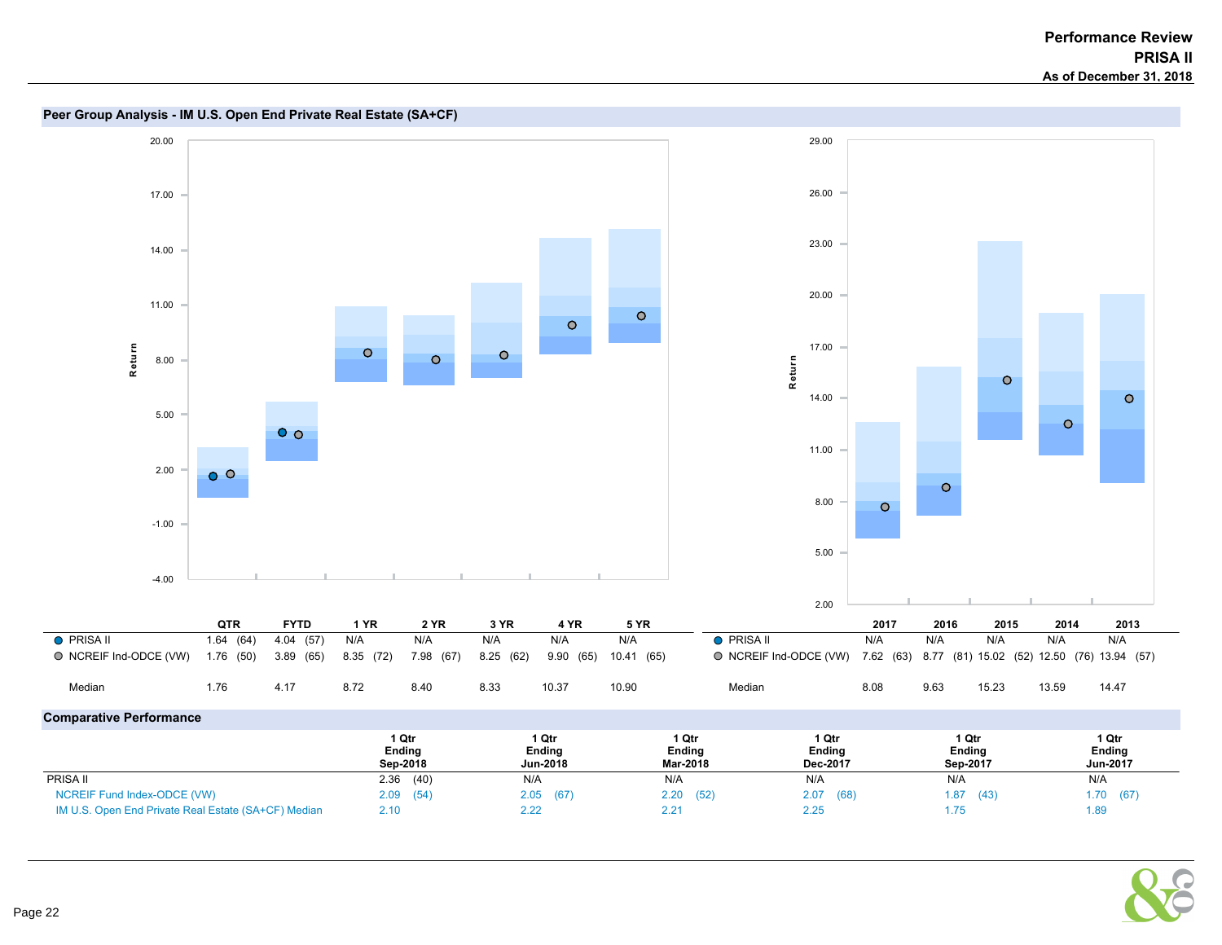# Performance Review
## PRISA II
### As of December 31, 2018

## Peer Group Analysis - IM U.S. Open End Private Real Estate (SA+CF)

| | QTR | FYTD | 1 YR | 2 YR | 3 YR | 4 YR | 5 YR |
|---|---|---|---|---|---|---|---|
| PRISA II | 1.64 (64) | 4.04 (57) | N/A | N/A | N/A | N/A | N/A |
| NCREIF Ind-ODCE (VW) | 1.76 (50) | 3.89 (65) | 8.35 (72) | 7.98 (67) | 8.25 (62) | 9.90 (65) | 10.41 (65) |
| Median | 1.76 | 4.17 | 8.72 | 8.40 | 8.33 | 10.37 | 10.90 |

| | 2017 | 2016 | 2015 | 2014 | 2013 |
|---|---|---|---|---|---|
| PRISA II | N/A | N/A | N/A | N/A | N/A |
| NCREIF Ind-ODCE (VW) | 7.62 (63) | 8.77 (81) | 15.02 (52) | 12.50 (76) | 13.94 (57) |
| Median | 8.08 | 9.63 | 15.23 | 13.59 | 14.47 |

## Comparative Performance

| | 1 Qtr Ending Sep-2018 | 1 Qtr Ending Jun-2018 | 1 Qtr Ending Mar-2018 | 1 Qtr Ending Dec-2017 | 1 Qtr Ending Sep-2017 | 1 Qtr Ending Jun-2017 |
|---|---|---|---|---|---|---|
| PRISA II | 2.36 (40) | N/A | N/A | N/A | N/A | N/A |
| NCREIF Fund Index-ODCE (VW) | 2.09 (54) | 2.05 (67) | 2.20 (52) | 2.07 (68) | 1.87 (43) | 1.70 (67) |
| IM U.S. Open End Private Real Estate (SA+CF) Median | 2.10 | 2.22 | 2.21 | 2.25 | 1.75 | 1.89 |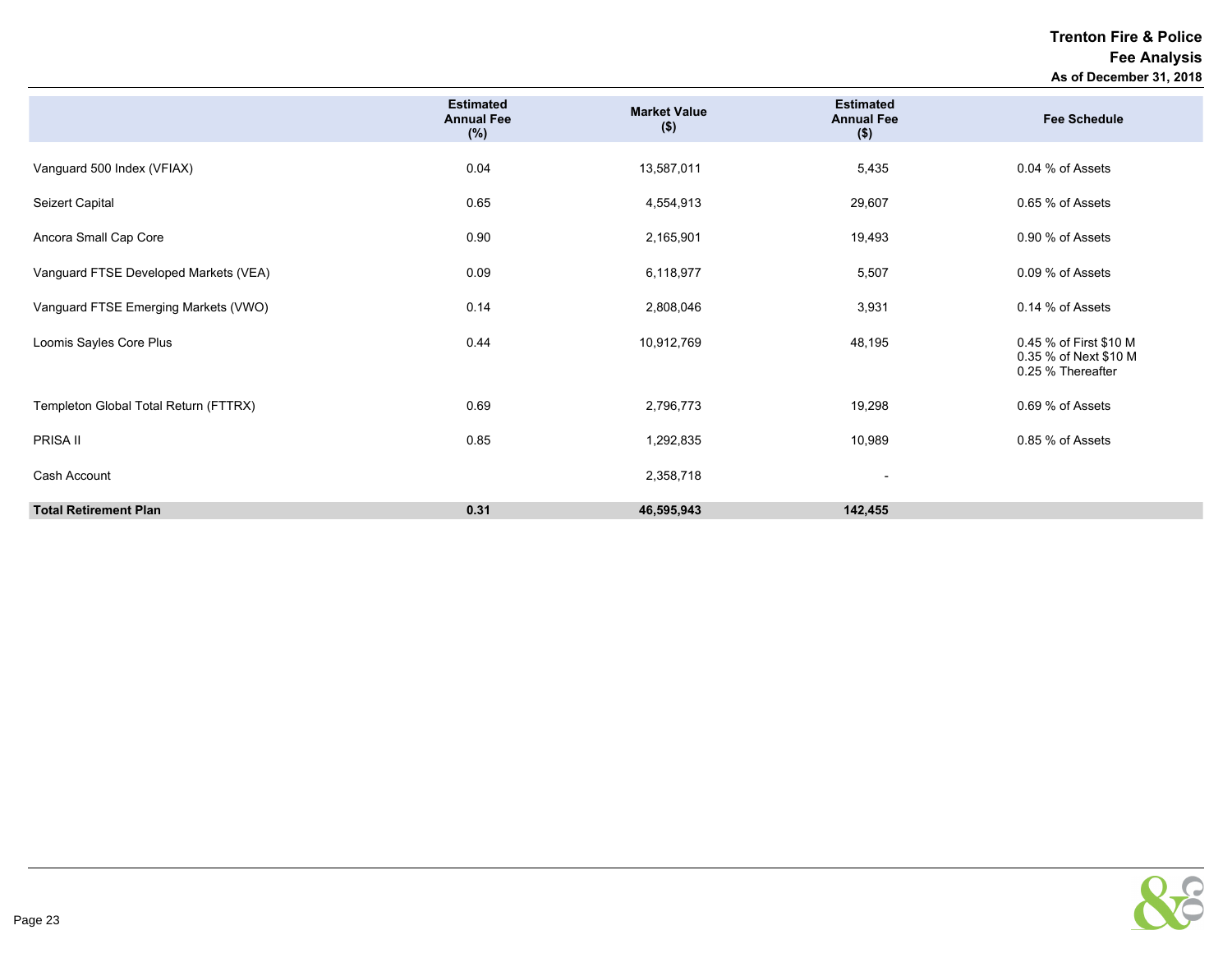# Trenton Fire & Police

## Fee Analysis

### As of December 31, 2018

| | Estimated Annual Fee (%) | Market Value ($) | Estimated Annual Fee ($) | Fee Schedule |
|---|---|---|---|---|
| Vanguard 500 Index (VFIAX) | 0.04 | 13,587,011 | 5,435 | 0.04 % of Assets |
| Seizert Capital | 0.65 | 4,554,913 | 29,607 | 0.65 % of Assets |
| Ancora Small Cap Core | 0.90 | 2,165,901 | 19,493 | 0.90 % of Assets |
| Vanguard FTSE Developed Markets (VEA) | 0.09 | 6,118,977 | 5,507 | 0.09 % of Assets |
| Vanguard FTSE Emerging Markets (VWO) | 0.14 | 2,808,046 | 3,931 | 0.14 % of Assets |
| Loomis Sayles Core Plus | 0.44 | 10,912,769 | 48,195 | 0.45 % of First $10 M<br>0.35 % of Next $10 M<br>0.25 % Thereafter |
| Templeton Global Total Return (FTTRX) | 0.69 | 2,796,773 | 19,298 | 0.69 % of Assets |
| PRISA II | 0.85 | 1,292,835 | 10,989 | 0.85 % of Assets |
| Cash Account | | 2,358,718 | - | |
| **Total Retirement Plan** | **0.31** | **46,595,943** | **142,455** | |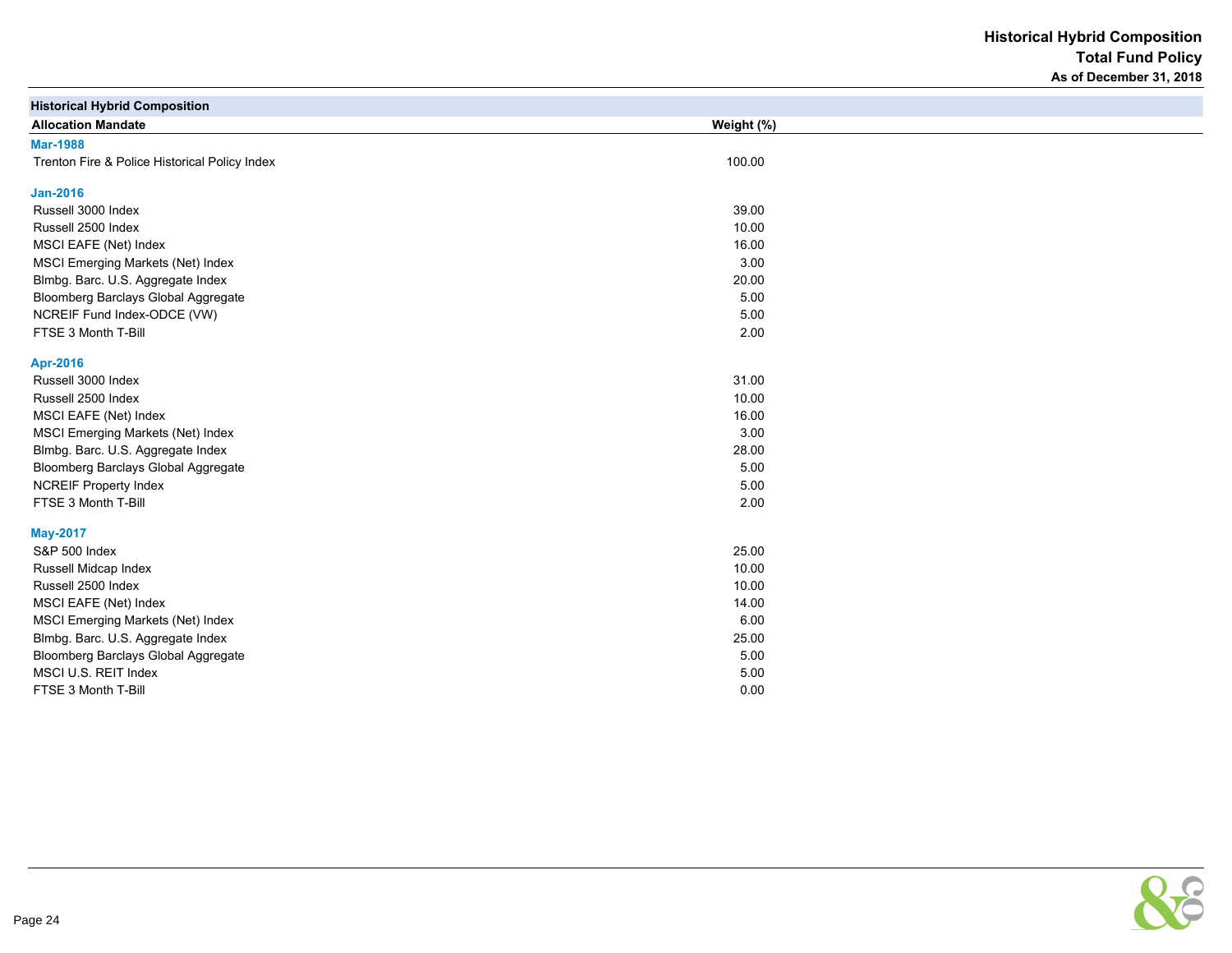# Historical Hybrid Composition
## Total Fund Policy
### As of December 31, 2018

**Historical Hybrid Composition**

| Allocation Mandate | Weight (%) |
|---|---|
| **Mar-1988** | |
| Trenton Fire & Police Historical Policy Index | 100.00 |
| **Jan-2016** | |
| Russell 3000 Index | 39.00 |
| Russell 2500 Index | 10.00 |
| MSCI EAFE (Net) Index | 16.00 |
| MSCI Emerging Markets (Net) Index | 3.00 |
| Blmbg. Barc. U.S. Aggregate Index | 20.00 |
| Bloomberg Barclays Global Aggregate | 5.00 |
| NCREIF Fund Index-ODCE (VW) | 5.00 |
| FTSE 3 Month T-Bill | 2.00 |
| **Apr-2016** | |
| Russell 3000 Index | 31.00 |
| Russell 2500 Index | 10.00 |
| MSCI EAFE (Net) Index | 16.00 |
| MSCI Emerging Markets (Net) Index | 3.00 |
| Blmbg. Barc. U.S. Aggregate Index | 28.00 |
| Bloomberg Barclays Global Aggregate | 5.00 |
| NCREIF Property Index | 5.00 |
| FTSE 3 Month T-Bill | 2.00 |
| **May-2017** | |
| S&P 500 Index | 25.00 |
| Russell Midcap Index | 10.00 |
| Russell 2500 Index | 10.00 |
| MSCI EAFE (Net) Index | 14.00 |
| MSCI Emerging Markets (Net) Index | 6.00 |
| Blmbg. Barc. U.S. Aggregate Index | 25.00 |
| Bloomberg Barclays Global Aggregate | 5.00 |
| MSCI U.S. REIT Index | 5.00 |
| FTSE 3 Month T-Bill | 0.00 |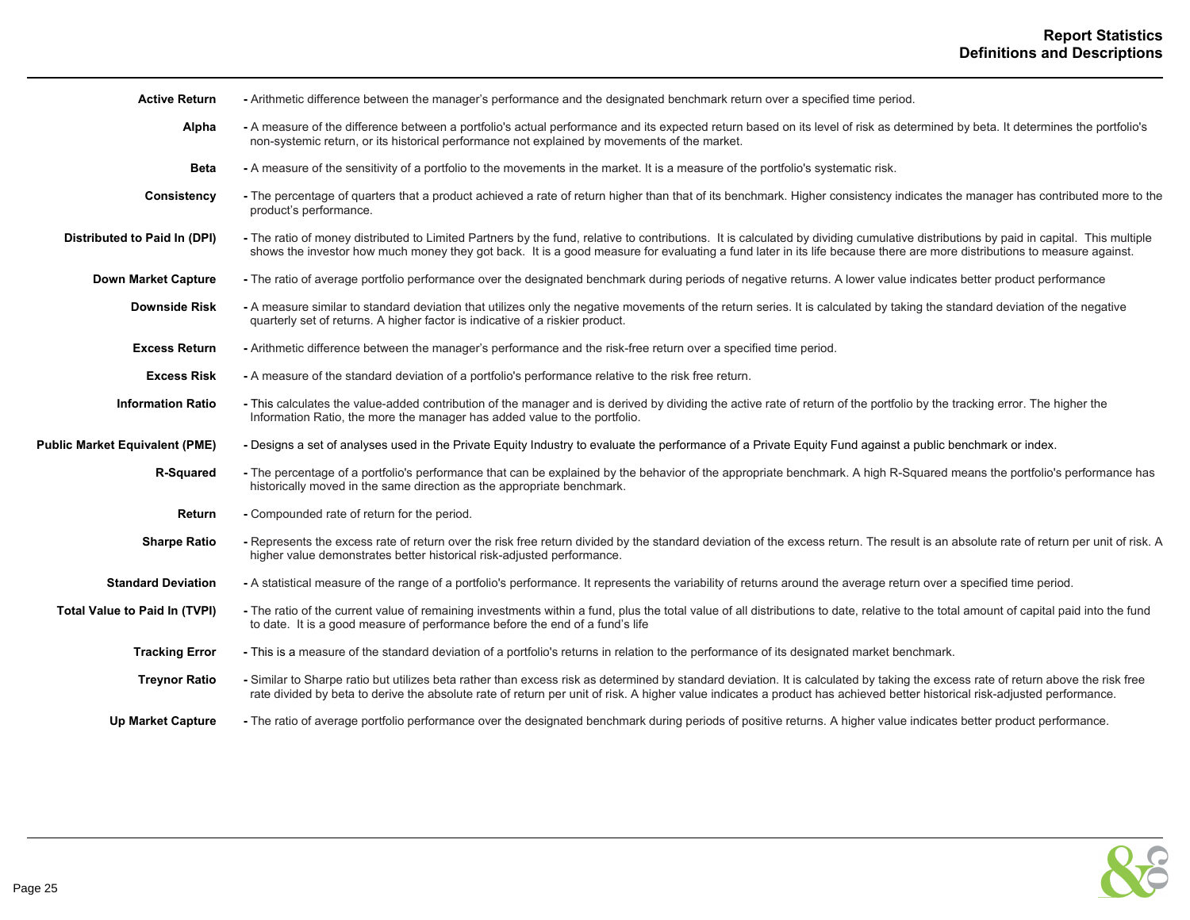# Report Statistics
## Definitions and Descriptions

**Active Return** - Arithmetic difference between the manager's performance and the designated benchmark return over a specified time period.

**Alpha** - A measure of the difference between a portfolio's actual performance and its expected return based on its level of risk as determined by beta. It determines the portfolio's non-systemic return, or its historical performance not explained by movements of the market.

**Beta** - A measure of the sensitivity of a portfolio to the movements in the market. It is a measure of the portfolio's systematic risk.

**Consistency** - The percentage of quarters that a product achieved a rate of return higher than that of its benchmark. Higher consistency indicates the manager has contributed more to the product's performance.

**Distributed to Paid In (DPI)** - The ratio of money distributed to Limited Partners by the fund, relative to contributions. It is calculated by dividing cumulative distributions by paid in capital. This multiple shows the investor how much money they got back. It is a good measure for evaluating a fund later in its life because there are more distributions to measure against.

**Down Market Capture** - The ratio of average portfolio performance over the designated benchmark during periods of negative returns. A lower value indicates better product performance

**Downside Risk** - A measure similar to standard deviation that utilizes only the negative movements of the return series. It is calculated by taking the standard deviation of the negative quarterly set of returns. A higher factor is indicative of a riskier product.

**Excess Return** - Arithmetic difference between the manager's performance and the risk-free return over a specified time period.

**Excess Risk** - A measure of the standard deviation of a portfolio's performance relative to the risk free return.

**Information Ratio** - This calculates the value-added contribution of the manager and is derived by dividing the active rate of return of the portfolio by the tracking error. The higher the Information Ratio, the more the manager has added value to the portfolio.

**Public Market Equivalent (PME)** - Designs a set of analyses used in the Private Equity Industry to evaluate the performance of a Private Equity Fund against a public benchmark or index.

**R-Squared** - The percentage of a portfolio's performance that can be explained by the behavior of the appropriate benchmark. A high R-Squared means the portfolio's performance has historically moved in the same direction as the appropriate benchmark.

**Return** - Compounded rate of return for the period.

**Sharpe Ratio** - Represents the excess rate of return over the risk free return divided by the standard deviation of the excess return. The result is an absolute rate of return per unit of risk. A higher value demonstrates better historical risk-adjusted performance.

**Standard Deviation** - A statistical measure of the range of a portfolio's performance. It represents the variability of returns around the average return over a specified time period.

**Total Value to Paid In (TVPI)** - The ratio of the current value of remaining investments within a fund, plus the total value of all distributions to date, relative to the total amount of capital paid into the fund to date. It is a good measure of performance before the end of a fund's life

**Tracking Error** - This is a measure of the standard deviation of a portfolio's returns in relation to the performance of its designated market benchmark.

**Treynor Ratio** - Similar to Sharpe ratio but utilizes beta rather than excess risk as determined by standard deviation. It is calculated by taking the excess rate of return above the risk free rate divided by beta to derive the absolute rate of return per unit of risk. A higher value indicates a product has achieved better historical risk-adjusted performance.

**Up Market Capture** - The ratio of average portfolio performance over the designated benchmark during periods of positive returns. A higher value indicates better product performance.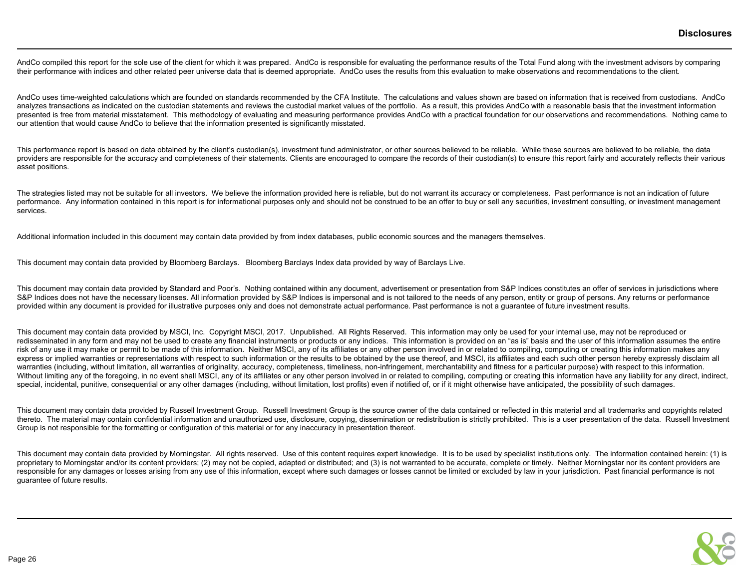# Disclosures

AndCo compiled this report for the sole use of the client for which it was prepared. AndCo is responsible for evaluating the performance results of the Total Fund along with the investment advisors by comparing their performance with indices and other related peer universe data that is deemed appropriate. AndCo uses the results from this evaluation to make observations and recommendations to the client.

AndCo uses time-weighted calculations which are founded on standards recommended by the CFA Institute. The calculations and values shown are based on information that is received from custodians. AndCo analyzes transactions as indicated on the custodian statements and reviews the custodial market values of the portfolio. As a result, this provides AndCo with a reasonable basis that the investment information presented is free from material misstatement. This methodology of evaluating and measuring performance provides AndCo with a practical foundation for our observations and recommendations. Nothing came to our attention that would cause AndCo to believe that the information presented is significantly misstated.

This performance report is based on data obtained by the client's custodian(s), investment fund administrator, or other sources believed to be reliable. While these sources are believed to be reliable, the data providers are responsible for the accuracy and completeness of their statements. Clients are encouraged to compare the records of their custodian(s) to ensure this report fairly and accurately reflects their various asset positions.

The strategies listed may not be suitable for all investors. We believe the information provided here is reliable, but do not warrant its accuracy or completeness. Past performance is not an indication of future performance. Any information contained in this report is for informational purposes only and should not be construed to be an offer to buy or sell any securities, investment consulting, or investment management services.

Additional information included in this document may contain data provided by from index databases, public economic sources and the managers themselves.

This document may contain data provided by Bloomberg Barclays. Bloomberg Barclays Index data provided by way of Barclays Live.

This document may contain data provided by Standard and Poor's. Nothing contained within any document, advertisement or presentation from S&P Indices constitutes an offer of services in jurisdictions where S&P Indices does not have the necessary licenses. All information provided by S&P Indices is impersonal and is not tailored to the needs of any person, entity or group of persons. Any returns or performance provided within any document is provided for illustrative purposes only and does not demonstrate actual performance. Past performance is not a guarantee of future investment results.

This document may contain data provided by MSCI, Inc. Copyright MSCI, 2017. Unpublished. All Rights Reserved. This information may only be used for your internal use, may not be reproduced or redisseminated in any form and may not be used to create any financial instruments or products or any indices. This information is provided on an "as is" basis and the user of this information assumes the entire risk of any use it may make or permit to be made of this information. Neither MSCI, any of its affiliates or any other person involved in or related to compiling, computing or creating this information makes any express or implied warranties or representations with respect to such information or the results to be obtained by the use thereof, and MSCI, its affiliates and each such other person hereby expressly disclaim all warranties (including, without limitation, all warranties of originality, accuracy, completeness, timeliness, non-infringement, merchantability and fitness for a particular purpose) with respect to this information. Without limiting any of the foregoing, in no event shall MSCI, any of its affiliates or any other person involved in or related to compiling, computing or creating this information have any liability for any direct, indirect, special, incidental, punitive, consequential or any other damages (including, without limitation, lost profits) even if notified of, or if it might otherwise have anticipated, the possibility of such damages.

This document may contain data provided by Russell Investment Group. Russell Investment Group is the source owner of the data contained or reflected in this material and all trademarks and copyrights related thereto. The material may contain confidential information and unauthorized use, disclosure, copying, dissemination or redistribution is strictly prohibited. This is a user presentation of the data. Russell Investment Group is not responsible for the formatting or configuration of this material or for any inaccuracy in presentation thereof.

This document may contain data provided by Morningstar. All rights reserved. Use of this content requires expert knowledge. It is to be used by specialist institutions only. The information contained herein: (1) is proprietary to Morningstar and/or its content providers; (2) may not be copied, adapted or distributed; and (3) is not warranted to be accurate, complete or timely. Neither Morningstar nor its content providers are responsible for any damages or losses arising from any use of this information, except where such damages or losses cannot be limited or excluded by law in your jurisdiction. Past financial performance is not guarantee of future results.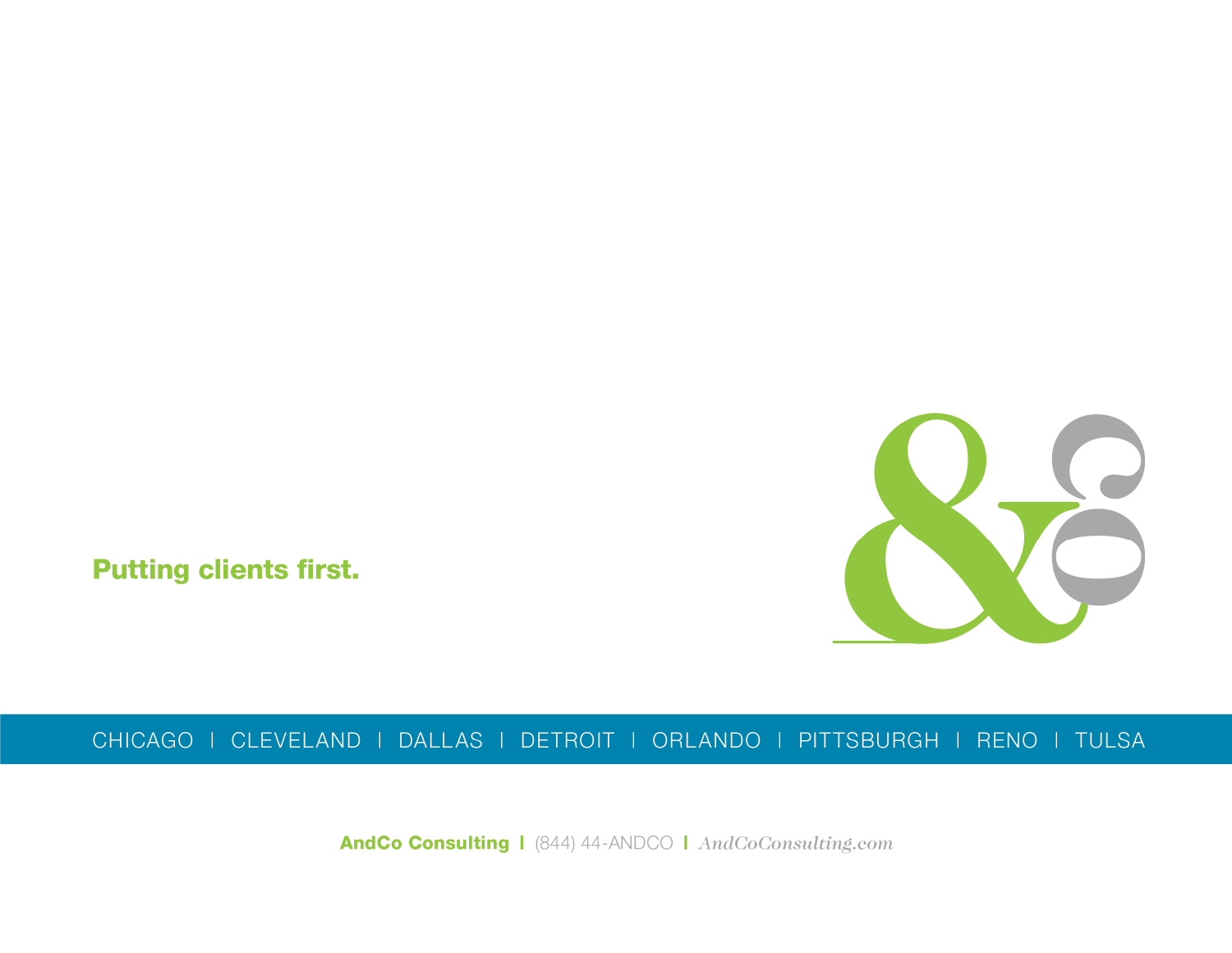**Putting clients first.**

CHICAGO | CLEVELAND | DALLAS | DETROIT | ORLANDO | PITTSBURGH | RENO | TULSA

**AndCo Consulting** | (844) 44-ANDCO | *AndCoConsulting.com*